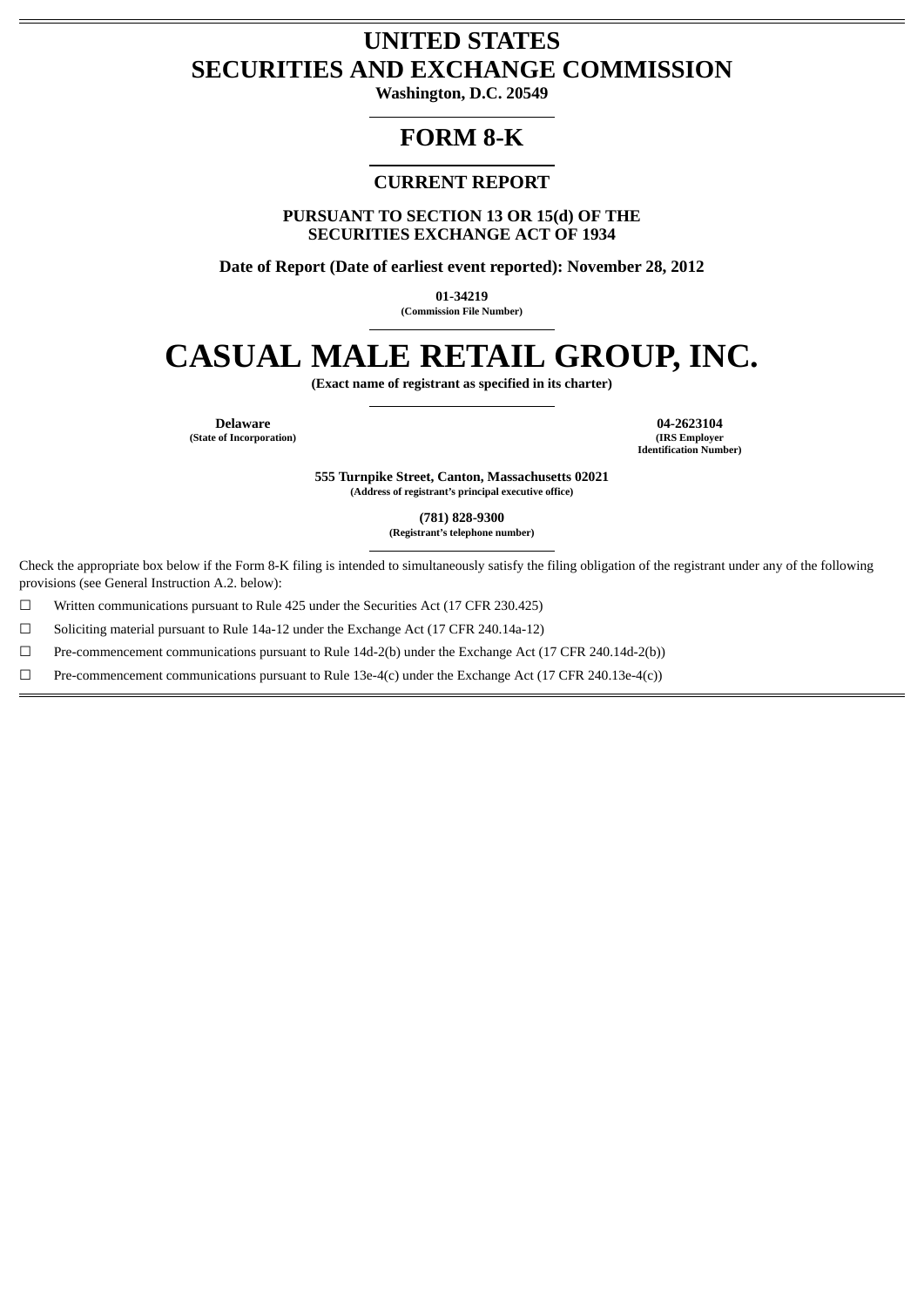# UNITED STATES
# SECURITIES AND EXCHANGE COMMISSION

**Washington, D.C. 20549**

## FORM 8-K

### CURRENT REPORT

**PURSUANT TO SECTION 13 OR 15(d) OF THE SECURITIES EXCHANGE ACT OF 1934**

**Date of Report (Date of earliest event reported): November 28, 2012**

**01-34219**
**(Commission File Number)**

# CASUAL MALE RETAIL GROUP, INC.

**(Exact name of registrant as specified in its charter)**

| **Delaware** | **04-2623104** |
|---|---|
| **(State of Incorporation)** | **(IRS Employer Identification Number)** |

**555 Turnpike Street, Canton, Massachusetts 02021**
**(Address of registrant's principal executive office)**

**(781) 828-9300**
**(Registrant's telephone number)**

Check the appropriate box below if the Form 8-K filing is intended to simultaneously satisfy the filing obligation of the registrant under any of the following provisions (see General Instruction A.2. below):

☐ Written communications pursuant to Rule 425 under the Securities Act (17 CFR 230.425)

☐ Soliciting material pursuant to Rule 14a-12 under the Exchange Act (17 CFR 240.14a-12)

☐ Pre-commencement communications pursuant to Rule 14d-2(b) under the Exchange Act (17 CFR 240.14d-2(b))

☐ Pre-commencement communications pursuant to Rule 13e-4(c) under the Exchange Act (17 CFR 240.13e-4(c))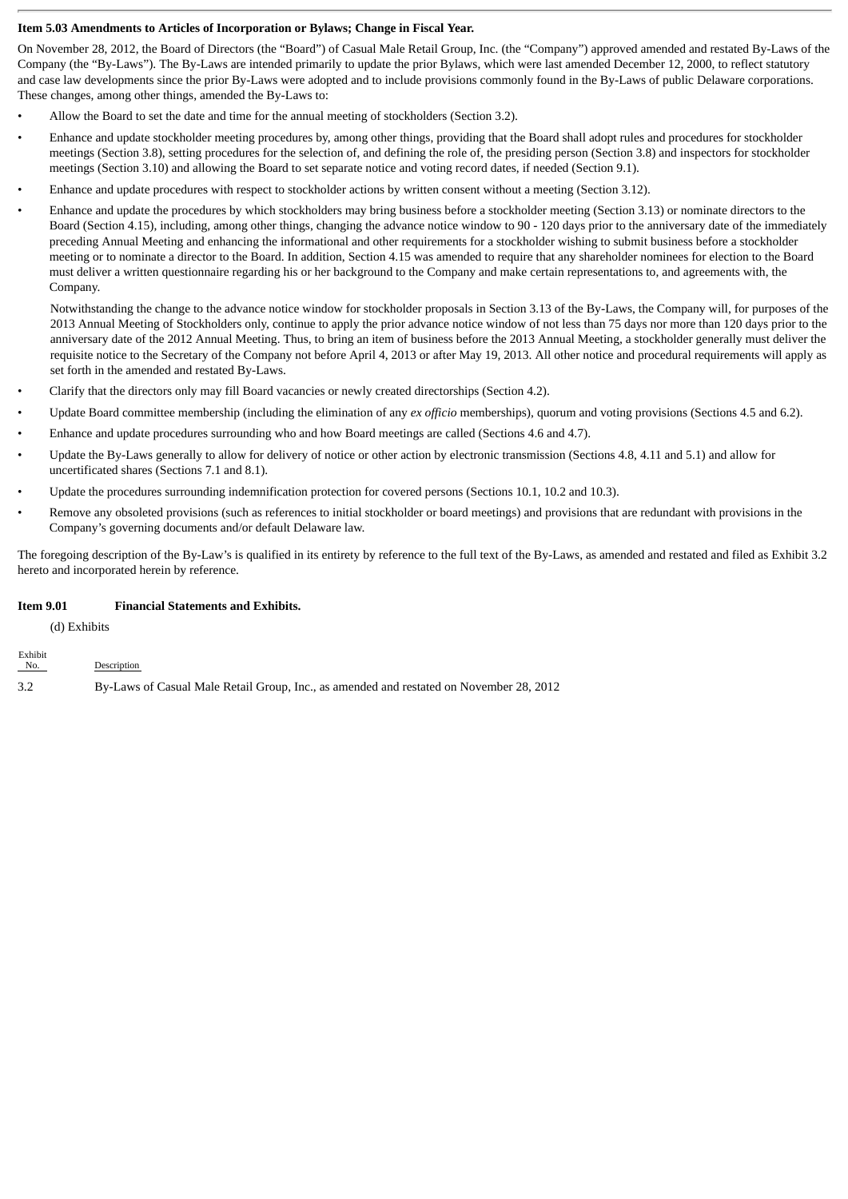**Item 5.03 Amendments to Articles of Incorporation or Bylaws; Change in Fiscal Year.**

On November 28, 2012, the Board of Directors (the "Board") of Casual Male Retail Group, Inc. (the "Company") approved amended and restated By-Laws of the Company (the "By-Laws"). The By-Laws are intended primarily to update the prior Bylaws, which were last amended December 12, 2000, to reflect statutory and case law developments since the prior By-Laws were adopted and to include provisions commonly found in the By-Laws of public Delaware corporations. These changes, among other things, amended the By-Laws to:

- Allow the Board to set the date and time for the annual meeting of stockholders (Section 3.2).
- Enhance and update stockholder meeting procedures by, among other things, providing that the Board shall adopt rules and procedures for stockholder meetings (Section 3.8), setting procedures for the selection of, and defining the role of, the presiding person (Section 3.8) and inspectors for stockholder meetings (Section 3.10) and allowing the Board to set separate notice and voting record dates, if needed (Section 9.1).
- Enhance and update procedures with respect to stockholder actions by written consent without a meeting (Section 3.12).
- Enhance and update the procedures by which stockholders may bring business before a stockholder meeting (Section 3.13) or nominate directors to the Board (Section 4.15), including, among other things, changing the advance notice window to 90 - 120 days prior to the anniversary date of the immediately preceding Annual Meeting and enhancing the informational and other requirements for a stockholder wishing to submit business before a stockholder meeting or to nominate a director to the Board. In addition, Section 4.15 was amended to require that any shareholder nominees for election to the Board must deliver a written questionnaire regarding his or her background to the Company and make certain representations to, and agreements with, the Company.

  Notwithstanding the change to the advance notice window for stockholder proposals in Section 3.13 of the By-Laws, the Company will, for purposes of the 2013 Annual Meeting of Stockholders only, continue to apply the prior advance notice window of not less than 75 days nor more than 120 days prior to the anniversary date of the 2012 Annual Meeting. Thus, to bring an item of business before the 2013 Annual Meeting, a stockholder generally must deliver the requisite notice to the Secretary of the Company not before April 4, 2013 or after May 19, 2013. All other notice and procedural requirements will apply as set forth in the amended and restated By-Laws.
- Clarify that the directors only may fill Board vacancies or newly created directorships (Section 4.2).
- Update Board committee membership (including the elimination of any *ex officio* memberships), quorum and voting provisions (Sections 4.5 and 6.2).
- Enhance and update procedures surrounding who and how Board meetings are called (Sections 4.6 and 4.7).
- Update the By-Laws generally to allow for delivery of notice or other action by electronic transmission (Sections 4.8, 4.11 and 5.1) and allow for uncertificated shares (Sections 7.1 and 8.1).
- Update the procedures surrounding indemnification protection for covered persons (Sections 10.1, 10.2 and 10.3).
- Remove any obsoleted provisions (such as references to initial stockholder or board meetings) and provisions that are redundant with provisions in the Company's governing documents and/or default Delaware law.

The foregoing description of the By-Law's is qualified in its entirety by reference to the full text of the By-Laws, as amended and restated and filed as Exhibit 3.2 hereto and incorporated herein by reference.

**Item 9.01 Financial Statements and Exhibits.**

(d) Exhibits

| Exhibit No. | Description |
|---|---|
| 3.2 | By-Laws of Casual Male Retail Group, Inc., as amended and restated on November 28, 2012 |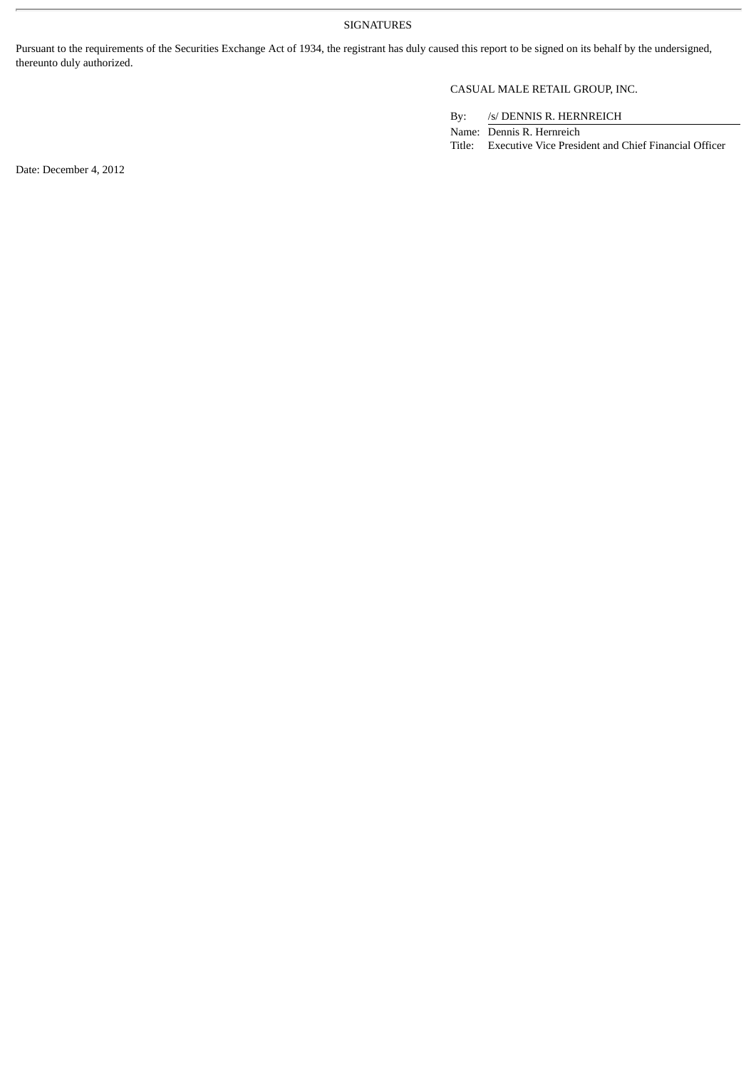SIGNATURES

Pursuant to the requirements of the Securities Exchange Act of 1934, the registrant has duly caused this report to be signed on its behalf by the undersigned, thereunto duly authorized.

CASUAL MALE RETAIL GROUP, INC.

By: /s/ DENNIS R. HERNREICH

Name: Dennis R. Hernreich

Title: Executive Vice President and Chief Financial Officer

Date: December 4, 2012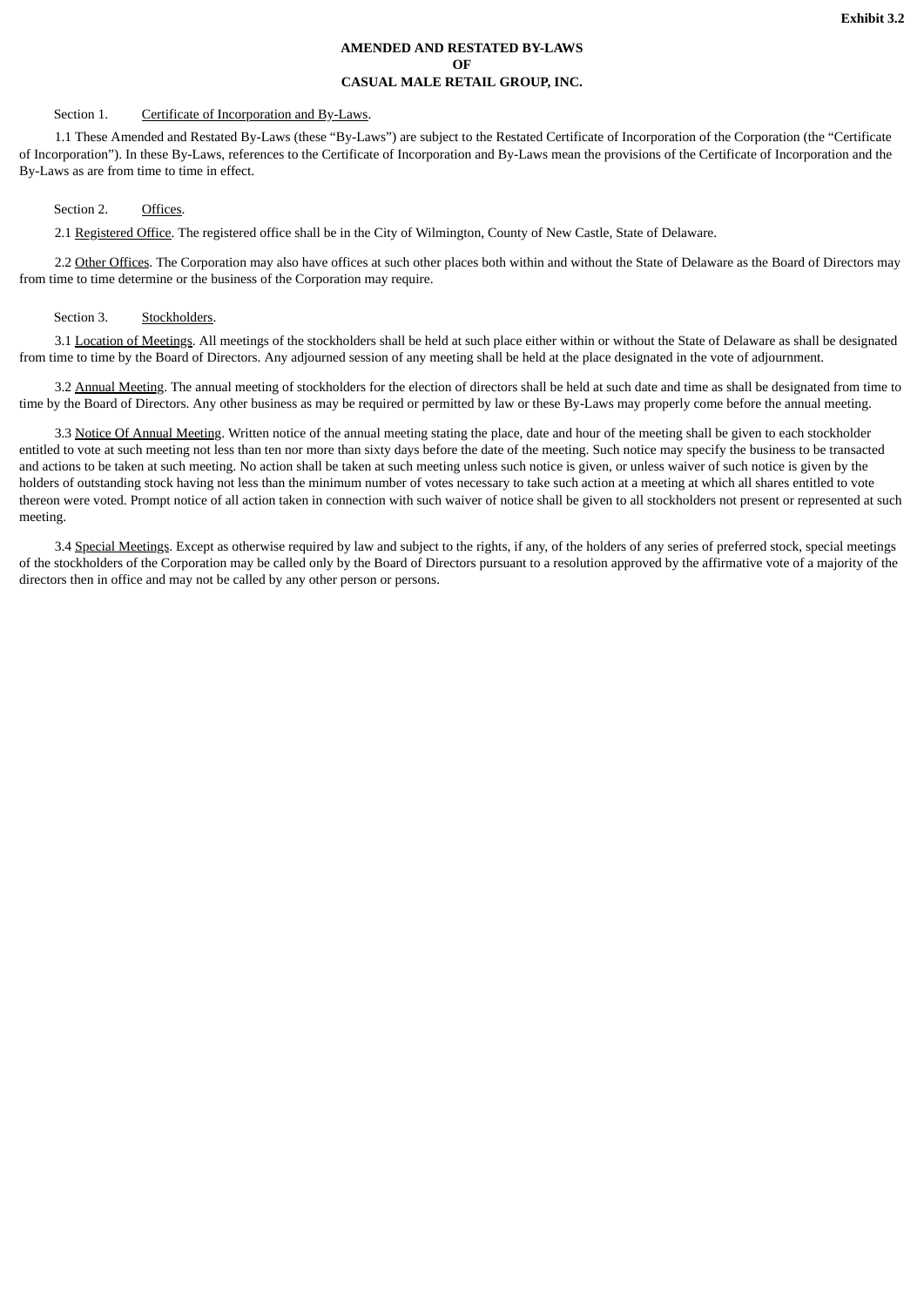**Exhibit 3.2**

**AMENDED AND RESTATED BY-LAWS**
**OF**
**CASUAL MALE RETAIL GROUP, INC.**

Section 1. Certificate of Incorporation and By-Laws.

1.1 These Amended and Restated By-Laws (these "By-Laws") are subject to the Restated Certificate of Incorporation of the Corporation (the "Certificate of Incorporation"). In these By-Laws, references to the Certificate of Incorporation and By-Laws mean the provisions of the Certificate of Incorporation and the By-Laws as are from time to time in effect.

Section 2. Offices.

2.1 Registered Office. The registered office shall be in the City of Wilmington, County of New Castle, State of Delaware.

2.2 Other Offices. The Corporation may also have offices at such other places both within and without the State of Delaware as the Board of Directors may from time to time determine or the business of the Corporation may require.

Section 3. Stockholders.

3.1 Location of Meetings. All meetings of the stockholders shall be held at such place either within or without the State of Delaware as shall be designated from time to time by the Board of Directors. Any adjourned session of any meeting shall be held at the place designated in the vote of adjournment.

3.2 Annual Meeting. The annual meeting of stockholders for the election of directors shall be held at such date and time as shall be designated from time to time by the Board of Directors. Any other business as may be required or permitted by law or these By-Laws may properly come before the annual meeting.

3.3 Notice Of Annual Meeting. Written notice of the annual meeting stating the place, date and hour of the meeting shall be given to each stockholder entitled to vote at such meeting not less than ten nor more than sixty days before the date of the meeting. Such notice may specify the business to be transacted and actions to be taken at such meeting. No action shall be taken at such meeting unless such notice is given, or unless waiver of such notice is given by the holders of outstanding stock having not less than the minimum number of votes necessary to take such action at a meeting at which all shares entitled to vote thereon were voted. Prompt notice of all action taken in connection with such waiver of notice shall be given to all stockholders not present or represented at such meeting.

3.4 Special Meetings. Except as otherwise required by law and subject to the rights, if any, of the holders of any series of preferred stock, special meetings of the stockholders of the Corporation may be called only by the Board of Directors pursuant to a resolution approved by the affirmative vote of a majority of the directors then in office and may not be called by any other person or persons.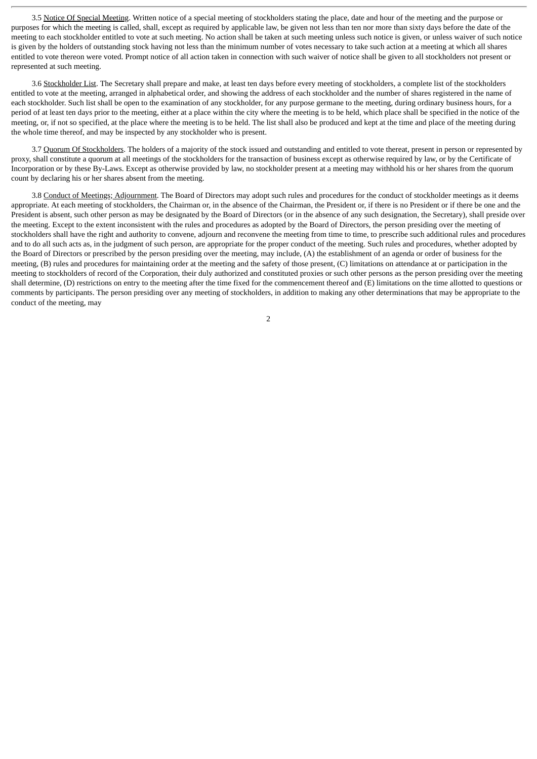3.5 Notice Of Special Meeting. Written notice of a special meeting of stockholders stating the place, date and hour of the meeting and the purpose or purposes for which the meeting is called, shall, except as required by applicable law, be given not less than ten nor more than sixty days before the date of the meeting to each stockholder entitled to vote at such meeting. No action shall be taken at such meeting unless such notice is given, or unless waiver of such notice is given by the holders of outstanding stock having not less than the minimum number of votes necessary to take such action at a meeting at which all shares entitled to vote thereon were voted. Prompt notice of all action taken in connection with such waiver of notice shall be given to all stockholders not present or represented at such meeting.

3.6 Stockholder List. The Secretary shall prepare and make, at least ten days before every meeting of stockholders, a complete list of the stockholders entitled to vote at the meeting, arranged in alphabetical order, and showing the address of each stockholder and the number of shares registered in the name of each stockholder. Such list shall be open to the examination of any stockholder, for any purpose germane to the meeting, during ordinary business hours, for a period of at least ten days prior to the meeting, either at a place within the city where the meeting is to be held, which place shall be specified in the notice of the meeting, or, if not so specified, at the place where the meeting is to be held. The list shall also be produced and kept at the time and place of the meeting during the whole time thereof, and may be inspected by any stockholder who is present.

3.7 Quorum Of Stockholders. The holders of a majority of the stock issued and outstanding and entitled to vote thereat, present in person or represented by proxy, shall constitute a quorum at all meetings of the stockholders for the transaction of business except as otherwise required by law, or by the Certificate of Incorporation or by these By-Laws. Except as otherwise provided by law, no stockholder present at a meeting may withhold his or her shares from the quorum count by declaring his or her shares absent from the meeting.

3.8 Conduct of Meetings; Adjournment. The Board of Directors may adopt such rules and procedures for the conduct of stockholder meetings as it deems appropriate. At each meeting of stockholders, the Chairman or, in the absence of the Chairman, the President or, if there is no President or if there be one and the President is absent, such other person as may be designated by the Board of Directors (or in the absence of any such designation, the Secretary), shall preside over the meeting. Except to the extent inconsistent with the rules and procedures as adopted by the Board of Directors, the person presiding over the meeting of stockholders shall have the right and authority to convene, adjourn and reconvene the meeting from time to time, to prescribe such additional rules and procedures and to do all such acts as, in the judgment of such person, are appropriate for the proper conduct of the meeting. Such rules and procedures, whether adopted by the Board of Directors or prescribed by the person presiding over the meeting, may include, (A) the establishment of an agenda or order of business for the meeting, (B) rules and procedures for maintaining order at the meeting and the safety of those present, (C) limitations on attendance at or participation in the meeting to stockholders of record of the Corporation, their duly authorized and constituted proxies or such other persons as the person presiding over the meeting shall determine, (D) restrictions on entry to the meeting after the time fixed for the commencement thereof and (E) limitations on the time allotted to questions or comments by participants. The person presiding over any meeting of stockholders, in addition to making any other determinations that may be appropriate to the conduct of the meeting, may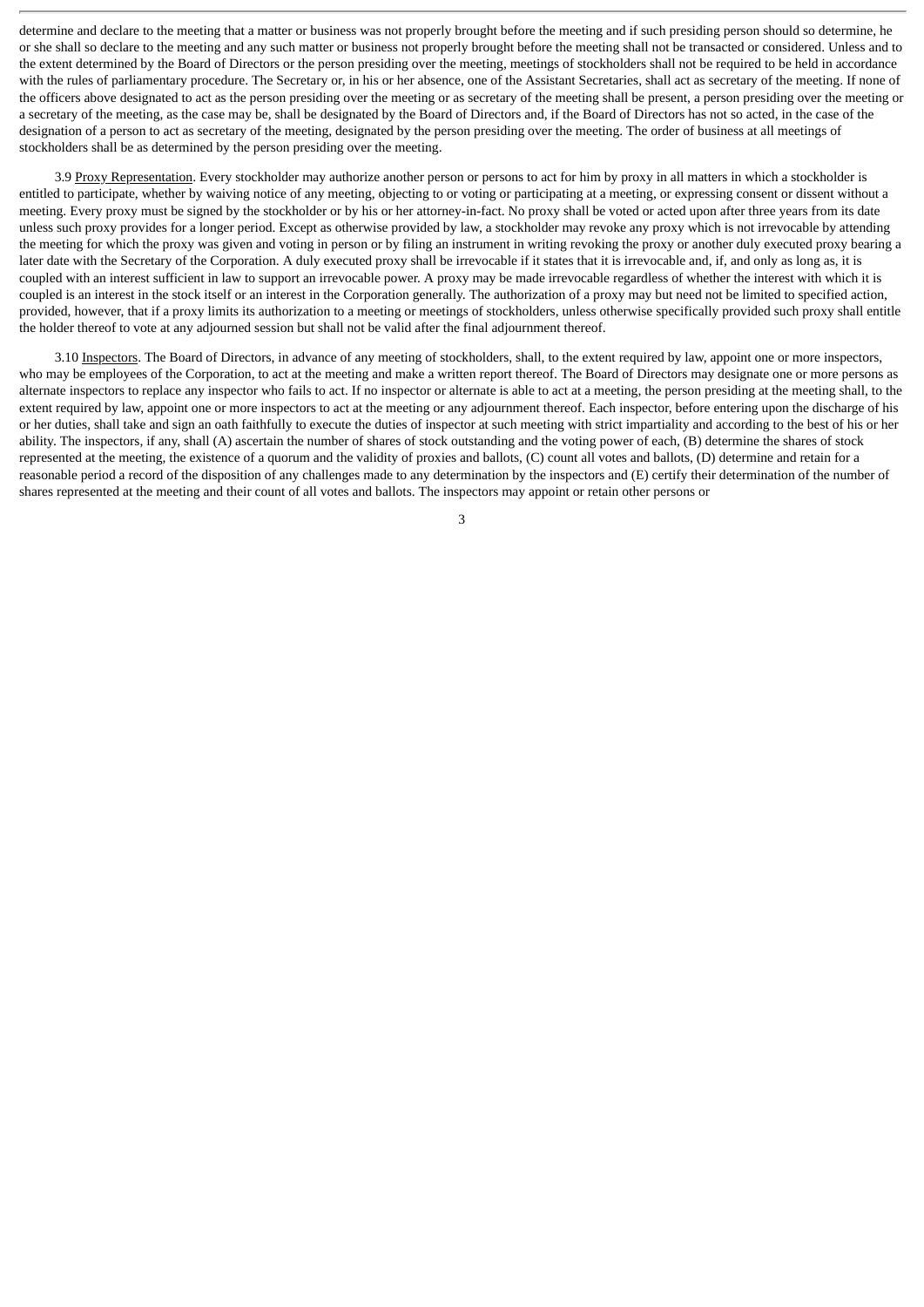determine and declare to the meeting that a matter or business was not properly brought before the meeting and if such presiding person should so determine, he or she shall so declare to the meeting and any such matter or business not properly brought before the meeting shall not be transacted or considered. Unless and to the extent determined by the Board of Directors or the person presiding over the meeting, meetings of stockholders shall not be required to be held in accordance with the rules of parliamentary procedure. The Secretary or, in his or her absence, one of the Assistant Secretaries, shall act as secretary of the meeting. If none of the officers above designated to act as the person presiding over the meeting or as secretary of the meeting shall be present, a person presiding over the meeting or a secretary of the meeting, as the case may be, shall be designated by the Board of Directors and, if the Board of Directors has not so acted, in the case of the designation of a person to act as secretary of the meeting, designated by the person presiding over the meeting. The order of business at all meetings of stockholders shall be as determined by the person presiding over the meeting.

3.9 Proxy Representation. Every stockholder may authorize another person or persons to act for him by proxy in all matters in which a stockholder is entitled to participate, whether by waiving notice of any meeting, objecting to or voting or participating at a meeting, or expressing consent or dissent without a meeting. Every proxy must be signed by the stockholder or by his or her attorney-in-fact. No proxy shall be voted or acted upon after three years from its date unless such proxy provides for a longer period. Except as otherwise provided by law, a stockholder may revoke any proxy which is not irrevocable by attending the meeting for which the proxy was given and voting in person or by filing an instrument in writing revoking the proxy or another duly executed proxy bearing a later date with the Secretary of the Corporation. A duly executed proxy shall be irrevocable if it states that it is irrevocable and, if, and only as long as, it is coupled with an interest sufficient in law to support an irrevocable power. A proxy may be made irrevocable regardless of whether the interest with which it is coupled is an interest in the stock itself or an interest in the Corporation generally. The authorization of a proxy may but need not be limited to specified action, provided, however, that if a proxy limits its authorization to a meeting or meetings of stockholders, unless otherwise specifically provided such proxy shall entitle the holder thereof to vote at any adjourned session but shall not be valid after the final adjournment thereof.

3.10 Inspectors. The Board of Directors, in advance of any meeting of stockholders, shall, to the extent required by law, appoint one or more inspectors, who may be employees of the Corporation, to act at the meeting and make a written report thereof. The Board of Directors may designate one or more persons as alternate inspectors to replace any inspector who fails to act. If no inspector or alternate is able to act at a meeting, the person presiding at the meeting shall, to the extent required by law, appoint one or more inspectors to act at the meeting or any adjournment thereof. Each inspector, before entering upon the discharge of his or her duties, shall take and sign an oath faithfully to execute the duties of inspector at such meeting with strict impartiality and according to the best of his or her ability. The inspectors, if any, shall (A) ascertain the number of shares of stock outstanding and the voting power of each, (B) determine the shares of stock represented at the meeting, the existence of a quorum and the validity of proxies and ballots, (C) count all votes and ballots, (D) determine and retain for a reasonable period a record of the disposition of any challenges made to any determination by the inspectors and (E) certify their determination of the number of shares represented at the meeting and their count of all votes and ballots. The inspectors may appoint or retain other persons or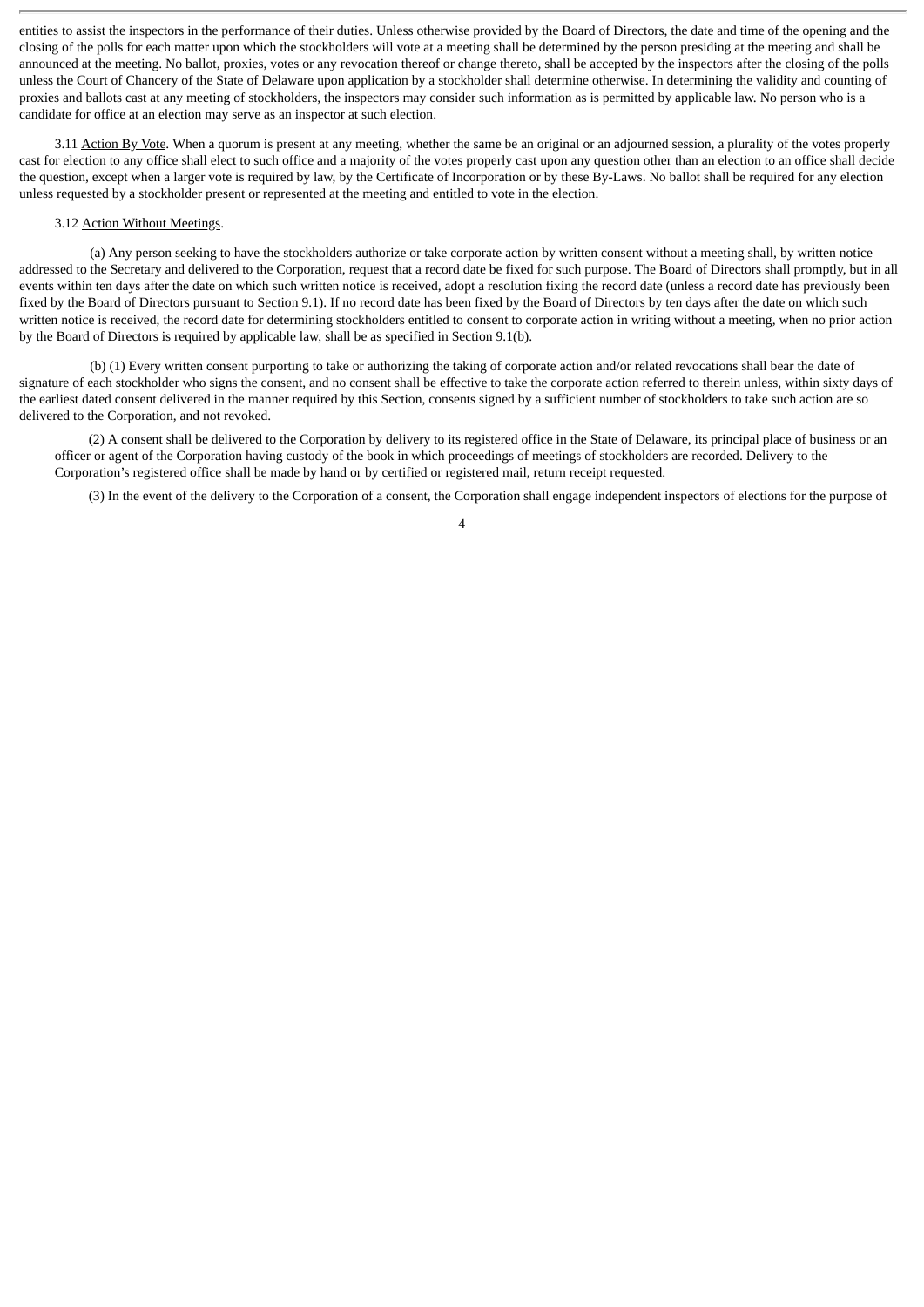entities to assist the inspectors in the performance of their duties. Unless otherwise provided by the Board of Directors, the date and time of the opening and the closing of the polls for each matter upon which the stockholders will vote at a meeting shall be determined by the person presiding at the meeting and shall be announced at the meeting. No ballot, proxies, votes or any revocation thereof or change thereto, shall be accepted by the inspectors after the closing of the polls unless the Court of Chancery of the State of Delaware upon application by a stockholder shall determine otherwise. In determining the validity and counting of proxies and ballots cast at any meeting of stockholders, the inspectors may consider such information as is permitted by applicable law. No person who is a candidate for office at an election may serve as an inspector at such election.

3.11 Action By Vote. When a quorum is present at any meeting, whether the same be an original or an adjourned session, a plurality of the votes properly cast for election to any office shall elect to such office and a majority of the votes properly cast upon any question other than an election to an office shall decide the question, except when a larger vote is required by law, by the Certificate of Incorporation or by these By-Laws. No ballot shall be required for any election unless requested by a stockholder present or represented at the meeting and entitled to vote in the election.

3.12 Action Without Meetings.

(a) Any person seeking to have the stockholders authorize or take corporate action by written consent without a meeting shall, by written notice addressed to the Secretary and delivered to the Corporation, request that a record date be fixed for such purpose. The Board of Directors shall promptly, but in all events within ten days after the date on which such written notice is received, adopt a resolution fixing the record date (unless a record date has previously been fixed by the Board of Directors pursuant to Section 9.1). If no record date has been fixed by the Board of Directors by ten days after the date on which such written notice is received, the record date for determining stockholders entitled to consent to corporate action in writing without a meeting, when no prior action by the Board of Directors is required by applicable law, shall be as specified in Section 9.1(b).

(b) (1) Every written consent purporting to take or authorizing the taking of corporate action and/or related revocations shall bear the date of signature of each stockholder who signs the consent, and no consent shall be effective to take the corporate action referred to therein unless, within sixty days of the earliest dated consent delivered in the manner required by this Section, consents signed by a sufficient number of stockholders to take such action are so delivered to the Corporation, and not revoked.

(2) A consent shall be delivered to the Corporation by delivery to its registered office in the State of Delaware, its principal place of business or an officer or agent of the Corporation having custody of the book in which proceedings of meetings of stockholders are recorded. Delivery to the Corporation's registered office shall be made by hand or by certified or registered mail, return receipt requested.

(3) In the event of the delivery to the Corporation of a consent, the Corporation shall engage independent inspectors of elections for the purpose of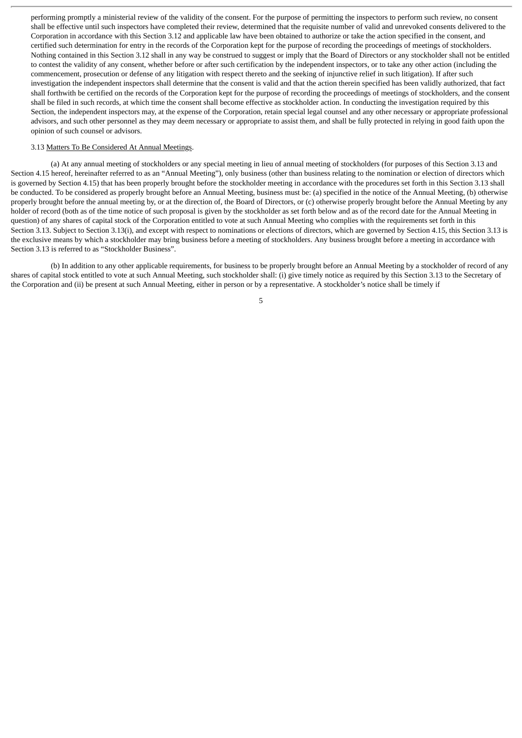performing promptly a ministerial review of the validity of the consent. For the purpose of permitting the inspectors to perform such review, no consent shall be effective until such inspectors have completed their review, determined that the requisite number of valid and unrevoked consents delivered to the Corporation in accordance with this Section 3.12 and applicable law have been obtained to authorize or take the action specified in the consent, and certified such determination for entry in the records of the Corporation kept for the purpose of recording the proceedings of meetings of stockholders. Nothing contained in this Section 3.12 shall in any way be construed to suggest or imply that the Board of Directors or any stockholder shall not be entitled to contest the validity of any consent, whether before or after such certification by the independent inspectors, or to take any other action (including the commencement, prosecution or defense of any litigation with respect thereto and the seeking of injunctive relief in such litigation). If after such investigation the independent inspectors shall determine that the consent is valid and that the action therein specified has been validly authorized, that fact shall forthwith be certified on the records of the Corporation kept for the purpose of recording the proceedings of meetings of stockholders, and the consent shall be filed in such records, at which time the consent shall become effective as stockholder action. In conducting the investigation required by this Section, the independent inspectors may, at the expense of the Corporation, retain special legal counsel and any other necessary or appropriate professional advisors, and such other personnel as they may deem necessary or appropriate to assist them, and shall be fully protected in relying in good faith upon the opinion of such counsel or advisors.

3.13 Matters To Be Considered At Annual Meetings.

(a) At any annual meeting of stockholders or any special meeting in lieu of annual meeting of stockholders (for purposes of this Section 3.13 and Section 4.15 hereof, hereinafter referred to as an "Annual Meeting"), only business (other than business relating to the nomination or election of directors which is governed by Section 4.15) that has been properly brought before the stockholder meeting in accordance with the procedures set forth in this Section 3.13 shall be conducted. To be considered as properly brought before an Annual Meeting, business must be: (a) specified in the notice of the Annual Meeting, (b) otherwise properly brought before the annual meeting by, or at the direction of, the Board of Directors, or (c) otherwise properly brought before the Annual Meeting by any holder of record (both as of the time notice of such proposal is given by the stockholder as set forth below and as of the record date for the Annual Meeting in question) of any shares of capital stock of the Corporation entitled to vote at such Annual Meeting who complies with the requirements set forth in this Section 3.13. Subject to Section 3.13(i), and except with respect to nominations or elections of directors, which are governed by Section 4.15, this Section 3.13 is the exclusive means by which a stockholder may bring business before a meeting of stockholders. Any business brought before a meeting in accordance with Section 3.13 is referred to as "Stockholder Business".

(b) In addition to any other applicable requirements, for business to be properly brought before an Annual Meeting by a stockholder of record of any shares of capital stock entitled to vote at such Annual Meeting, such stockholder shall: (i) give timely notice as required by this Section 3.13 to the Secretary of the Corporation and (ii) be present at such Annual Meeting, either in person or by a representative. A stockholder's notice shall be timely if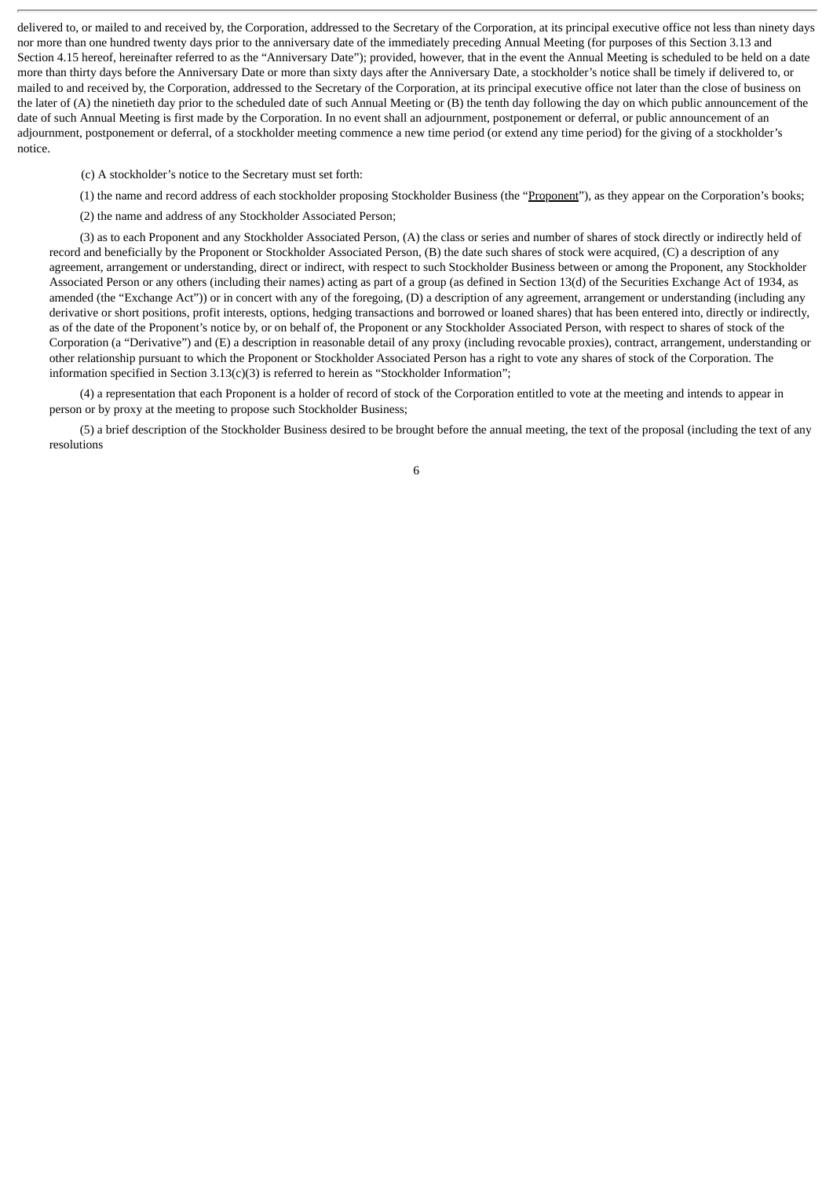delivered to, or mailed to and received by, the Corporation, addressed to the Secretary of the Corporation, at its principal executive office not less than ninety days nor more than one hundred twenty days prior to the anniversary date of the immediately preceding Annual Meeting (for purposes of this Section 3.13 and Section 4.15 hereof, hereinafter referred to as the "Anniversary Date"); provided, however, that in the event the Annual Meeting is scheduled to be held on a date more than thirty days before the Anniversary Date or more than sixty days after the Anniversary Date, a stockholder's notice shall be timely if delivered to, or mailed to and received by, the Corporation, addressed to the Secretary of the Corporation, at its principal executive office not later than the close of business on the later of (A) the ninetieth day prior to the scheduled date of such Annual Meeting or (B) the tenth day following the day on which public announcement of the date of such Annual Meeting is first made by the Corporation. In no event shall an adjournment, postponement or deferral, or public announcement of an adjournment, postponement or deferral, of a stockholder meeting commence a new time period (or extend any time period) for the giving of a stockholder's notice.

(c) A stockholder's notice to the Secretary must set forth:

(1) the name and record address of each stockholder proposing Stockholder Business (the "Proponent"), as they appear on the Corporation's books;

(2) the name and address of any Stockholder Associated Person;

(3) as to each Proponent and any Stockholder Associated Person, (A) the class or series and number of shares of stock directly or indirectly held of record and beneficially by the Proponent or Stockholder Associated Person, (B) the date such shares of stock were acquired, (C) a description of any agreement, arrangement or understanding, direct or indirect, with respect to such Stockholder Business between or among the Proponent, any Stockholder Associated Person or any others (including their names) acting as part of a group (as defined in Section 13(d) of the Securities Exchange Act of 1934, as amended (the "Exchange Act")) or in concert with any of the foregoing, (D) a description of any agreement, arrangement or understanding (including any derivative or short positions, profit interests, options, hedging transactions and borrowed or loaned shares) that has been entered into, directly or indirectly, as of the date of the Proponent's notice by, or on behalf of, the Proponent or any Stockholder Associated Person, with respect to shares of stock of the Corporation (a "Derivative") and (E) a description in reasonable detail of any proxy (including revocable proxies), contract, arrangement, understanding or other relationship pursuant to which the Proponent or Stockholder Associated Person has a right to vote any shares of stock of the Corporation. The information specified in Section 3.13(c)(3) is referred to herein as "Stockholder Information";

(4) a representation that each Proponent is a holder of record of stock of the Corporation entitled to vote at the meeting and intends to appear in person or by proxy at the meeting to propose such Stockholder Business;

(5) a brief description of the Stockholder Business desired to be brought before the annual meeting, the text of the proposal (including the text of any resolutions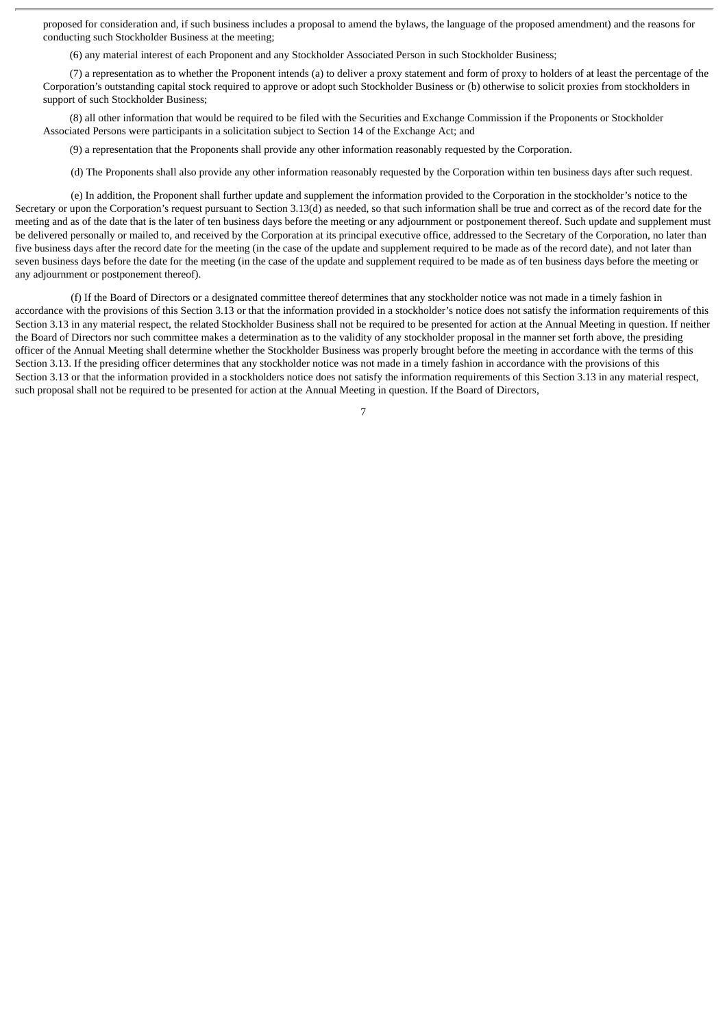proposed for consideration and, if such business includes a proposal to amend the bylaws, the language of the proposed amendment) and the reasons for conducting such Stockholder Business at the meeting;

(6) any material interest of each Proponent and any Stockholder Associated Person in such Stockholder Business;

(7) a representation as to whether the Proponent intends (a) to deliver a proxy statement and form of proxy to holders of at least the percentage of the Corporation's outstanding capital stock required to approve or adopt such Stockholder Business or (b) otherwise to solicit proxies from stockholders in support of such Stockholder Business;

(8) all other information that would be required to be filed with the Securities and Exchange Commission if the Proponents or Stockholder Associated Persons were participants in a solicitation subject to Section 14 of the Exchange Act; and

(9) a representation that the Proponents shall provide any other information reasonably requested by the Corporation.

(d) The Proponents shall also provide any other information reasonably requested by the Corporation within ten business days after such request.

(e) In addition, the Proponent shall further update and supplement the information provided to the Corporation in the stockholder's notice to the Secretary or upon the Corporation's request pursuant to Section 3.13(d) as needed, so that such information shall be true and correct as of the record date for the meeting and as of the date that is the later of ten business days before the meeting or any adjournment or postponement thereof. Such update and supplement must be delivered personally or mailed to, and received by the Corporation at its principal executive office, addressed to the Secretary of the Corporation, no later than five business days after the record date for the meeting (in the case of the update and supplement required to be made as of the record date), and not later than seven business days before the date for the meeting (in the case of the update and supplement required to be made as of ten business days before the meeting or any adjournment or postponement thereof).

(f) If the Board of Directors or a designated committee thereof determines that any stockholder notice was not made in a timely fashion in accordance with the provisions of this Section 3.13 or that the information provided in a stockholder's notice does not satisfy the information requirements of this Section 3.13 in any material respect, the related Stockholder Business shall not be required to be presented for action at the Annual Meeting in question. If neither the Board of Directors nor such committee makes a determination as to the validity of any stockholder proposal in the manner set forth above, the presiding officer of the Annual Meeting shall determine whether the Stockholder Business was properly brought before the meeting in accordance with the terms of this Section 3.13. If the presiding officer determines that any stockholder notice was not made in a timely fashion in accordance with the provisions of this Section 3.13 or that the information provided in a stockholders notice does not satisfy the information requirements of this Section 3.13 in any material respect, such proposal shall not be required to be presented for action at the Annual Meeting in question. If the Board of Directors,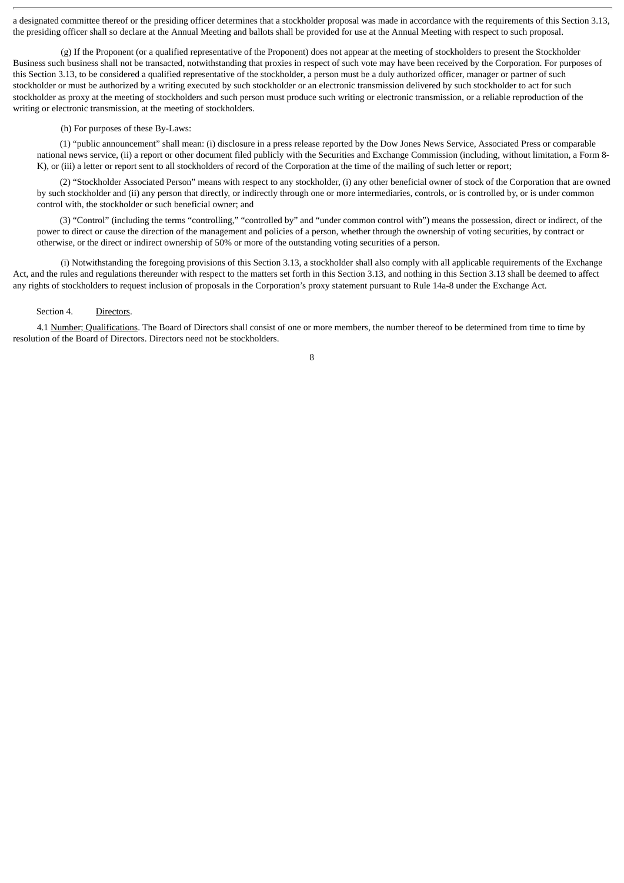a designated committee thereof or the presiding officer determines that a stockholder proposal was made in accordance with the requirements of this Section 3.13, the presiding officer shall so declare at the Annual Meeting and ballots shall be provided for use at the Annual Meeting with respect to such proposal.

(g) If the Proponent (or a qualified representative of the Proponent) does not appear at the meeting of stockholders to present the Stockholder Business such business shall not be transacted, notwithstanding that proxies in respect of such vote may have been received by the Corporation. For purposes of this Section 3.13, to be considered a qualified representative of the stockholder, a person must be a duly authorized officer, manager or partner of such stockholder or must be authorized by a writing executed by such stockholder or an electronic transmission delivered by such stockholder to act for such stockholder as proxy at the meeting of stockholders and such person must produce such writing or electronic transmission, or a reliable reproduction of the writing or electronic transmission, at the meeting of stockholders.

(h) For purposes of these By-Laws:

(1) "public announcement" shall mean: (i) disclosure in a press release reported by the Dow Jones News Service, Associated Press or comparable national news service, (ii) a report or other document filed publicly with the Securities and Exchange Commission (including, without limitation, a Form 8-K), or (iii) a letter or report sent to all stockholders of record of the Corporation at the time of the mailing of such letter or report;

(2) "Stockholder Associated Person" means with respect to any stockholder, (i) any other beneficial owner of stock of the Corporation that are owned by such stockholder and (ii) any person that directly, or indirectly through one or more intermediaries, controls, or is controlled by, or is under common control with, the stockholder or such beneficial owner; and

(3) "Control" (including the terms "controlling," "controlled by" and "under common control with") means the possession, direct or indirect, of the power to direct or cause the direction of the management and policies of a person, whether through the ownership of voting securities, by contract or otherwise, or the direct or indirect ownership of 50% or more of the outstanding voting securities of a person.

(i) Notwithstanding the foregoing provisions of this Section 3.13, a stockholder shall also comply with all applicable requirements of the Exchange Act, and the rules and regulations thereunder with respect to the matters set forth in this Section 3.13, and nothing in this Section 3.13 shall be deemed to affect any rights of stockholders to request inclusion of proposals in the Corporation's proxy statement pursuant to Rule 14a-8 under the Exchange Act.

Section 4. Directors.

4.1 Number; Qualifications. The Board of Directors shall consist of one or more members, the number thereof to be determined from time to time by resolution of the Board of Directors. Directors need not be stockholders.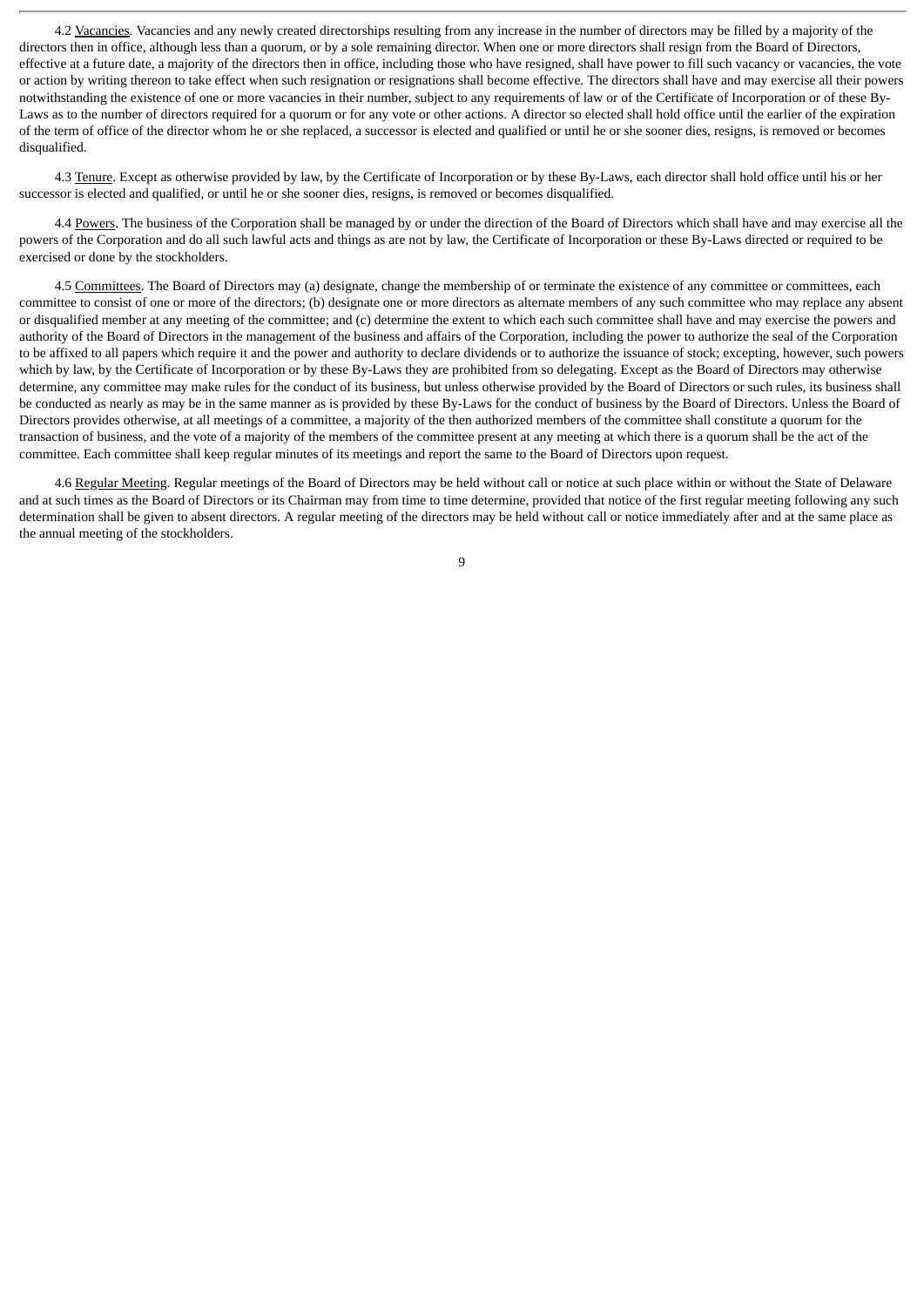4.2 Vacancies. Vacancies and any newly created directorships resulting from any increase in the number of directors may be filled by a majority of the directors then in office, although less than a quorum, or by a sole remaining director. When one or more directors shall resign from the Board of Directors, effective at a future date, a majority of the directors then in office, including those who have resigned, shall have power to fill such vacancy or vacancies, the vote or action by writing thereon to take effect when such resignation or resignations shall become effective. The directors shall have and may exercise all their powers notwithstanding the existence of one or more vacancies in their number, subject to any requirements of law or of the Certificate of Incorporation or of these By-Laws as to the number of directors required for a quorum or for any vote or other actions. A director so elected shall hold office until the earlier of the expiration of the term of office of the director whom he or she replaced, a successor is elected and qualified or until he or she sooner dies, resigns, is removed or becomes disqualified.

4.3 Tenure. Except as otherwise provided by law, by the Certificate of Incorporation or by these By-Laws, each director shall hold office until his or her successor is elected and qualified, or until he or she sooner dies, resigns, is removed or becomes disqualified.

4.4 Powers. The business of the Corporation shall be managed by or under the direction of the Board of Directors which shall have and may exercise all the powers of the Corporation and do all such lawful acts and things as are not by law, the Certificate of Incorporation or these By-Laws directed or required to be exercised or done by the stockholders.

4.5 Committees. The Board of Directors may (a) designate, change the membership of or terminate the existence of any committee or committees, each committee to consist of one or more of the directors; (b) designate one or more directors as alternate members of any such committee who may replace any absent or disqualified member at any meeting of the committee; and (c) determine the extent to which each such committee shall have and may exercise the powers and authority of the Board of Directors in the management of the business and affairs of the Corporation, including the power to authorize the seal of the Corporation to be affixed to all papers which require it and the power and authority to declare dividends or to authorize the issuance of stock; excepting, however, such powers which by law, by the Certificate of Incorporation or by these By-Laws they are prohibited from so delegating. Except as the Board of Directors may otherwise determine, any committee may make rules for the conduct of its business, but unless otherwise provided by the Board of Directors or such rules, its business shall be conducted as nearly as may be in the same manner as is provided by these By-Laws for the conduct of business by the Board of Directors. Unless the Board of Directors provides otherwise, at all meetings of a committee, a majority of the then authorized members of the committee shall constitute a quorum for the transaction of business, and the vote of a majority of the members of the committee present at any meeting at which there is a quorum shall be the act of the committee. Each committee shall keep regular minutes of its meetings and report the same to the Board of Directors upon request.

4.6 Regular Meeting. Regular meetings of the Board of Directors may be held without call or notice at such place within or without the State of Delaware and at such times as the Board of Directors or its Chairman may from time to time determine, provided that notice of the first regular meeting following any such determination shall be given to absent directors. A regular meeting of the directors may be held without call or notice immediately after and at the same place as the annual meeting of the stockholders.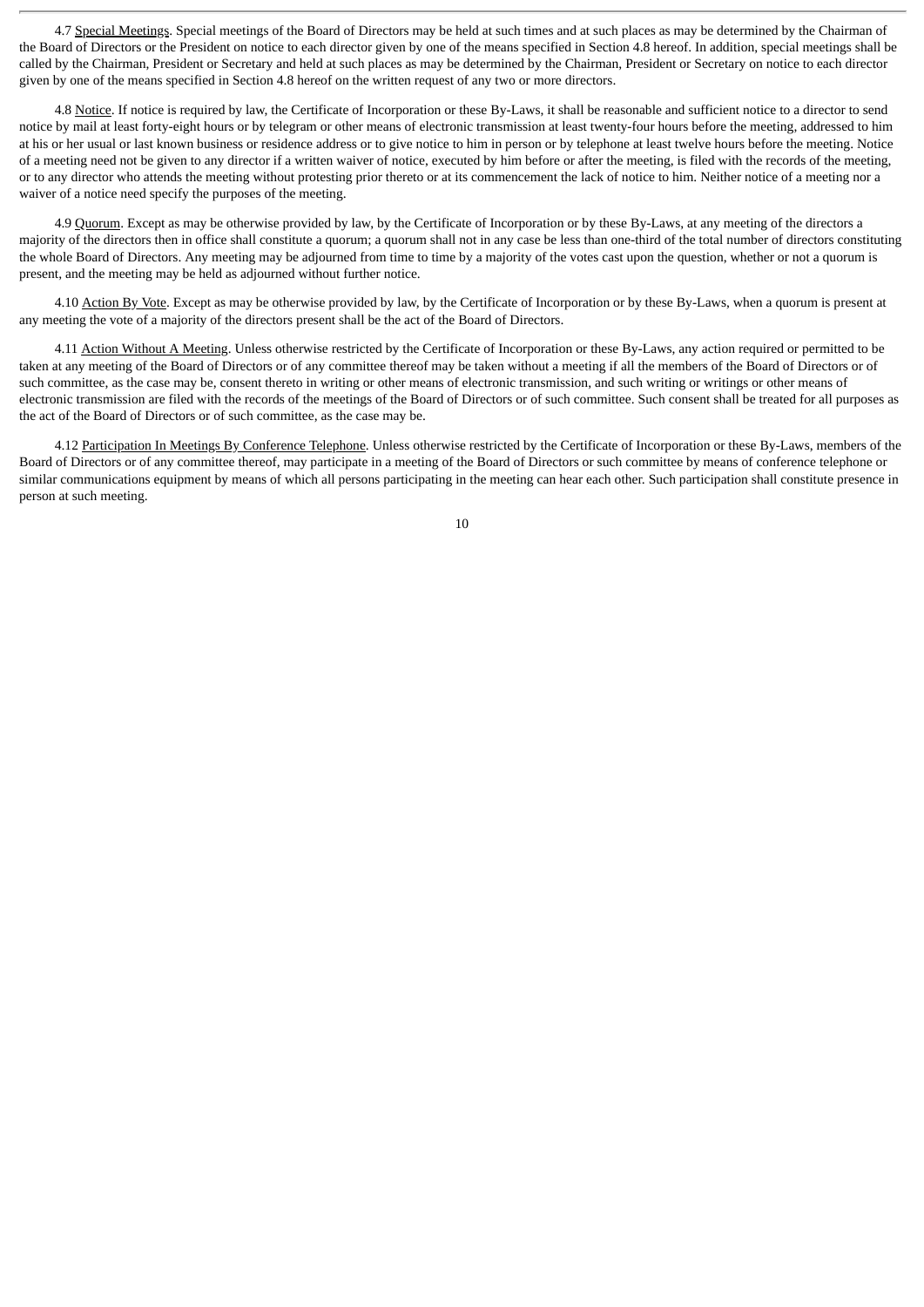4.7 Special Meetings. Special meetings of the Board of Directors may be held at such times and at such places as may be determined by the Chairman of the Board of Directors or the President on notice to each director given by one of the means specified in Section 4.8 hereof. In addition, special meetings shall be called by the Chairman, President or Secretary and held at such places as may be determined by the Chairman, President or Secretary on notice to each director given by one of the means specified in Section 4.8 hereof on the written request of any two or more directors.

4.8 Notice. If notice is required by law, the Certificate of Incorporation or these By-Laws, it shall be reasonable and sufficient notice to a director to send notice by mail at least forty-eight hours or by telegram or other means of electronic transmission at least twenty-four hours before the meeting, addressed to him at his or her usual or last known business or residence address or to give notice to him in person or by telephone at least twelve hours before the meeting. Notice of a meeting need not be given to any director if a written waiver of notice, executed by him before or after the meeting, is filed with the records of the meeting, or to any director who attends the meeting without protesting prior thereto or at its commencement the lack of notice to him. Neither notice of a meeting nor a waiver of a notice need specify the purposes of the meeting.

4.9 Quorum. Except as may be otherwise provided by law, by the Certificate of Incorporation or by these By-Laws, at any meeting of the directors a majority of the directors then in office shall constitute a quorum; a quorum shall not in any case be less than one-third of the total number of directors constituting the whole Board of Directors. Any meeting may be adjourned from time to time by a majority of the votes cast upon the question, whether or not a quorum is present, and the meeting may be held as adjourned without further notice.

4.10 Action By Vote. Except as may be otherwise provided by law, by the Certificate of Incorporation or by these By-Laws, when a quorum is present at any meeting the vote of a majority of the directors present shall be the act of the Board of Directors.

4.11 Action Without A Meeting. Unless otherwise restricted by the Certificate of Incorporation or these By-Laws, any action required or permitted to be taken at any meeting of the Board of Directors or of any committee thereof may be taken without a meeting if all the members of the Board of Directors or of such committee, as the case may be, consent thereto in writing or other means of electronic transmission, and such writing or writings or other means of electronic transmission are filed with the records of the meetings of the Board of Directors or of such committee. Such consent shall be treated for all purposes as the act of the Board of Directors or of such committee, as the case may be.

4.12 Participation In Meetings By Conference Telephone. Unless otherwise restricted by the Certificate of Incorporation or these By-Laws, members of the Board of Directors or of any committee thereof, may participate in a meeting of the Board of Directors or such committee by means of conference telephone or similar communications equipment by means of which all persons participating in the meeting can hear each other. Such participation shall constitute presence in person at such meeting.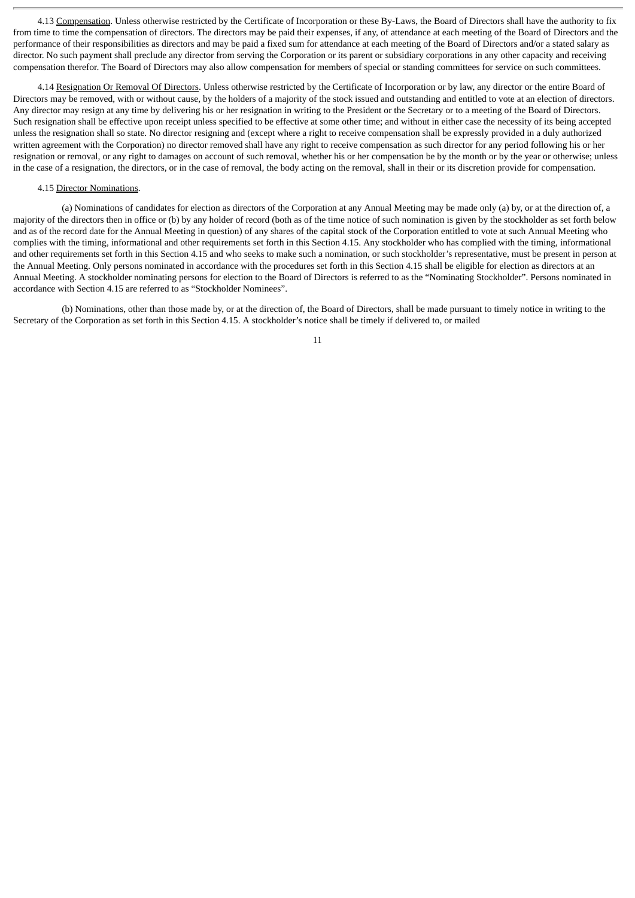4.13 Compensation. Unless otherwise restricted by the Certificate of Incorporation or these By-Laws, the Board of Directors shall have the authority to fix from time to time the compensation of directors. The directors may be paid their expenses, if any, of attendance at each meeting of the Board of Directors and the performance of their responsibilities as directors and may be paid a fixed sum for attendance at each meeting of the Board of Directors and/or a stated salary as director. No such payment shall preclude any director from serving the Corporation or its parent or subsidiary corporations in any other capacity and receiving compensation therefor. The Board of Directors may also allow compensation for members of special or standing committees for service on such committees.

4.14 Resignation Or Removal Of Directors. Unless otherwise restricted by the Certificate of Incorporation or by law, any director or the entire Board of Directors may be removed, with or without cause, by the holders of a majority of the stock issued and outstanding and entitled to vote at an election of directors. Any director may resign at any time by delivering his or her resignation in writing to the President or the Secretary or to a meeting of the Board of Directors. Such resignation shall be effective upon receipt unless specified to be effective at some other time; and without in either case the necessity of its being accepted unless the resignation shall so state. No director resigning and (except where a right to receive compensation shall be expressly provided in a duly authorized written agreement with the Corporation) no director removed shall have any right to receive compensation as such director for any period following his or her resignation or removal, or any right to damages on account of such removal, whether his or her compensation be by the month or by the year or otherwise; unless in the case of a resignation, the directors, or in the case of removal, the body acting on the removal, shall in their or its discretion provide for compensation.

4.15 Director Nominations.

(a) Nominations of candidates for election as directors of the Corporation at any Annual Meeting may be made only (a) by, or at the direction of, a majority of the directors then in office or (b) by any holder of record (both as of the time notice of such nomination is given by the stockholder as set forth below and as of the record date for the Annual Meeting in question) of any shares of the capital stock of the Corporation entitled to vote at such Annual Meeting who complies with the timing, informational and other requirements set forth in this Section 4.15. Any stockholder who has complied with the timing, informational and other requirements set forth in this Section 4.15 and who seeks to make such a nomination, or such stockholder's representative, must be present in person at the Annual Meeting. Only persons nominated in accordance with the procedures set forth in this Section 4.15 shall be eligible for election as directors at an Annual Meeting. A stockholder nominating persons for election to the Board of Directors is referred to as the "Nominating Stockholder". Persons nominated in accordance with Section 4.15 are referred to as "Stockholder Nominees".

(b) Nominations, other than those made by, or at the direction of, the Board of Directors, shall be made pursuant to timely notice in writing to the Secretary of the Corporation as set forth in this Section 4.15. A stockholder's notice shall be timely if delivered to, or mailed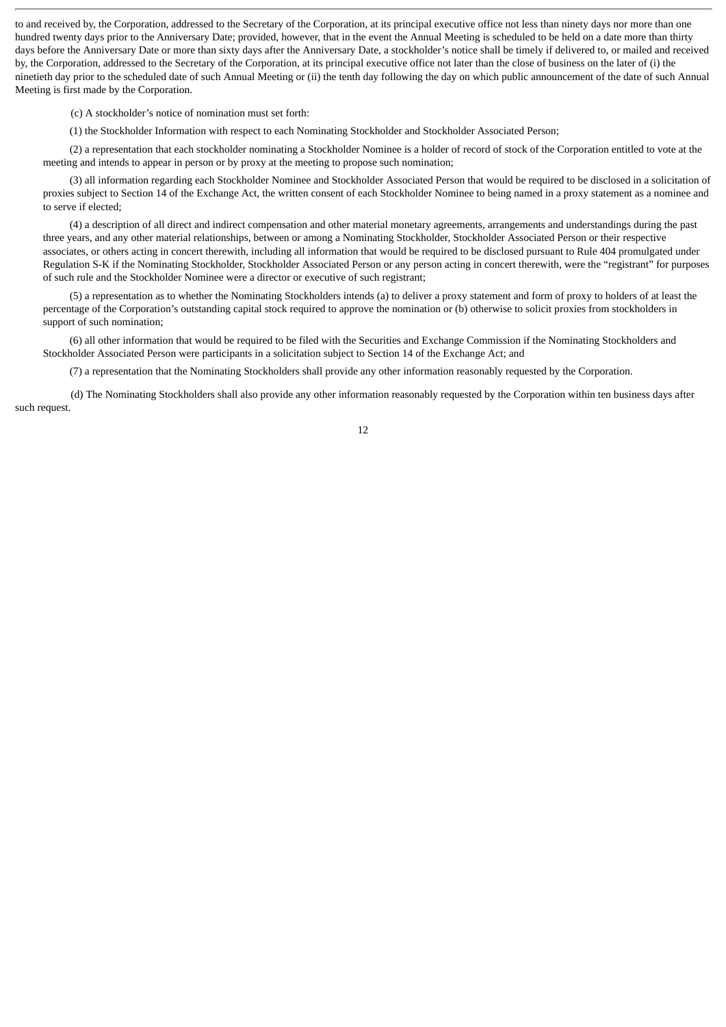to and received by, the Corporation, addressed to the Secretary of the Corporation, at its principal executive office not less than ninety days nor more than one hundred twenty days prior to the Anniversary Date; provided, however, that in the event the Annual Meeting is scheduled to be held on a date more than thirty days before the Anniversary Date or more than sixty days after the Anniversary Date, a stockholder's notice shall be timely if delivered to, or mailed and received by, the Corporation, addressed to the Secretary of the Corporation, at its principal executive office not later than the close of business on the later of (i) the ninetieth day prior to the scheduled date of such Annual Meeting or (ii) the tenth day following the day on which public announcement of the date of such Annual Meeting is first made by the Corporation.

(c) A stockholder's notice of nomination must set forth:

(1) the Stockholder Information with respect to each Nominating Stockholder and Stockholder Associated Person;

(2) a representation that each stockholder nominating a Stockholder Nominee is a holder of record of stock of the Corporation entitled to vote at the meeting and intends to appear in person or by proxy at the meeting to propose such nomination;

(3) all information regarding each Stockholder Nominee and Stockholder Associated Person that would be required to be disclosed in a solicitation of proxies subject to Section 14 of the Exchange Act, the written consent of each Stockholder Nominee to being named in a proxy statement as a nominee and to serve if elected;

(4) a description of all direct and indirect compensation and other material monetary agreements, arrangements and understandings during the past three years, and any other material relationships, between or among a Nominating Stockholder, Stockholder Associated Person or their respective associates, or others acting in concert therewith, including all information that would be required to be disclosed pursuant to Rule 404 promulgated under Regulation S-K if the Nominating Stockholder, Stockholder Associated Person or any person acting in concert therewith, were the "registrant" for purposes of such rule and the Stockholder Nominee were a director or executive of such registrant;

(5) a representation as to whether the Nominating Stockholders intends (a) to deliver a proxy statement and form of proxy to holders of at least the percentage of the Corporation's outstanding capital stock required to approve the nomination or (b) otherwise to solicit proxies from stockholders in support of such nomination;

(6) all other information that would be required to be filed with the Securities and Exchange Commission if the Nominating Stockholders and Stockholder Associated Person were participants in a solicitation subject to Section 14 of the Exchange Act; and

(7) a representation that the Nominating Stockholders shall provide any other information reasonably requested by the Corporation.

(d) The Nominating Stockholders shall also provide any other information reasonably requested by the Corporation within ten business days after such request.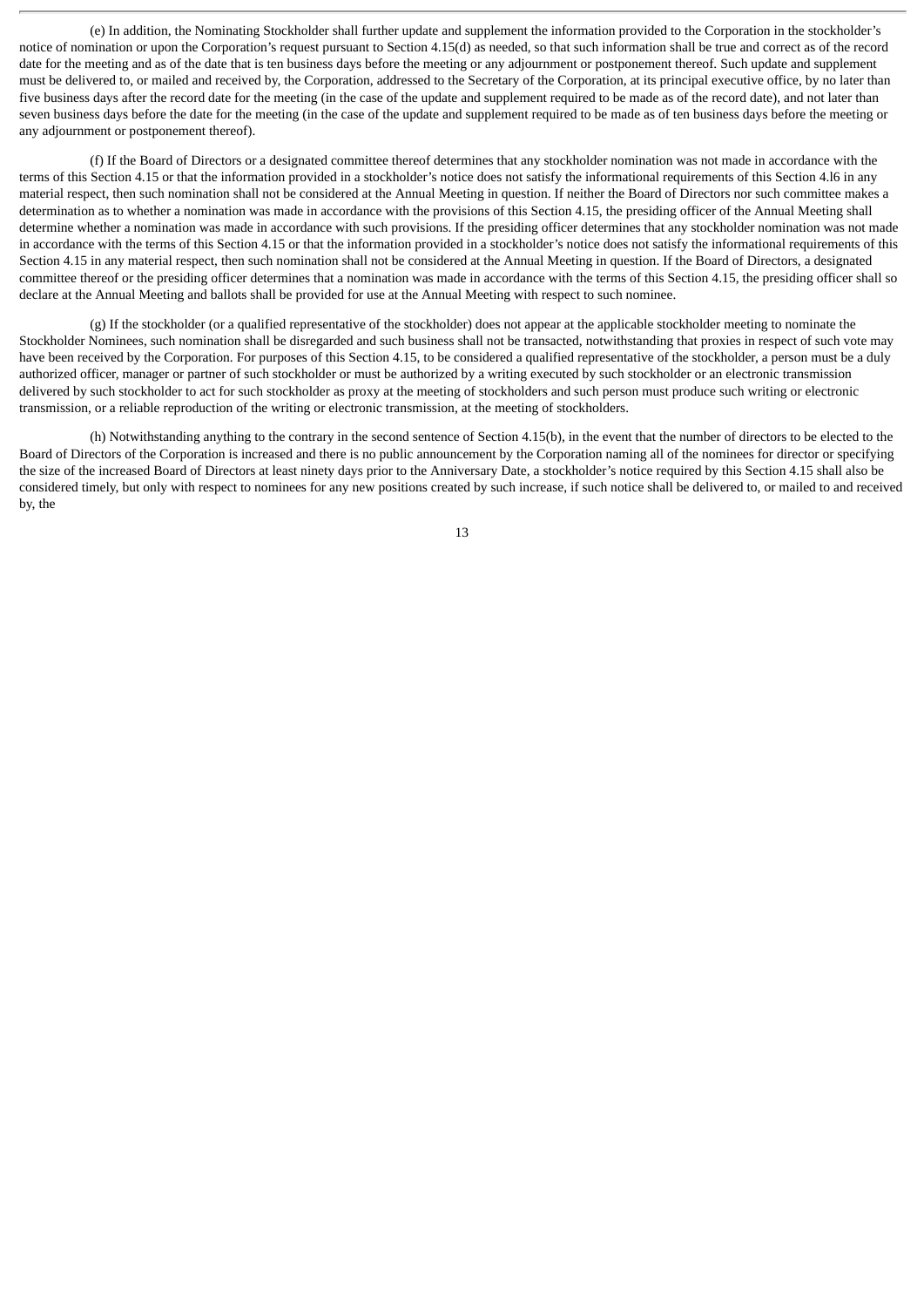(e) In addition, the Nominating Stockholder shall further update and supplement the information provided to the Corporation in the stockholder's notice of nomination or upon the Corporation's request pursuant to Section 4.15(d) as needed, so that such information shall be true and correct as of the record date for the meeting and as of the date that is ten business days before the meeting or any adjournment or postponement thereof. Such update and supplement must be delivered to, or mailed and received by, the Corporation, addressed to the Secretary of the Corporation, at its principal executive office, by no later than five business days after the record date for the meeting (in the case of the update and supplement required to be made as of the record date), and not later than seven business days before the date for the meeting (in the case of the update and supplement required to be made as of ten business days before the meeting or any adjournment or postponement thereof).

(f) If the Board of Directors or a designated committee thereof determines that any stockholder nomination was not made in accordance with the terms of this Section 4.15 or that the information provided in a stockholder's notice does not satisfy the informational requirements of this Section 4.l6 in any material respect, then such nomination shall not be considered at the Annual Meeting in question. If neither the Board of Directors nor such committee makes a determination as to whether a nomination was made in accordance with the provisions of this Section 4.15, the presiding officer of the Annual Meeting shall determine whether a nomination was made in accordance with such provisions. If the presiding officer determines that any stockholder nomination was not made in accordance with the terms of this Section 4.15 or that the information provided in a stockholder's notice does not satisfy the informational requirements of this Section 4.15 in any material respect, then such nomination shall not be considered at the Annual Meeting in question. If the Board of Directors, a designated committee thereof or the presiding officer determines that a nomination was made in accordance with the terms of this Section 4.15, the presiding officer shall so declare at the Annual Meeting and ballots shall be provided for use at the Annual Meeting with respect to such nominee.

(g) If the stockholder (or a qualified representative of the stockholder) does not appear at the applicable stockholder meeting to nominate the Stockholder Nominees, such nomination shall be disregarded and such business shall not be transacted, notwithstanding that proxies in respect of such vote may have been received by the Corporation. For purposes of this Section 4.15, to be considered a qualified representative of the stockholder, a person must be a duly authorized officer, manager or partner of such stockholder or must be authorized by a writing executed by such stockholder or an electronic transmission delivered by such stockholder to act for such stockholder as proxy at the meeting of stockholders and such person must produce such writing or electronic transmission, or a reliable reproduction of the writing or electronic transmission, at the meeting of stockholders.

(h) Notwithstanding anything to the contrary in the second sentence of Section 4.15(b), in the event that the number of directors to be elected to the Board of Directors of the Corporation is increased and there is no public announcement by the Corporation naming all of the nominees for director or specifying the size of the increased Board of Directors at least ninety days prior to the Anniversary Date, a stockholder's notice required by this Section 4.15 shall also be considered timely, but only with respect to nominees for any new positions created by such increase, if such notice shall be delivered to, or mailed to and received by, the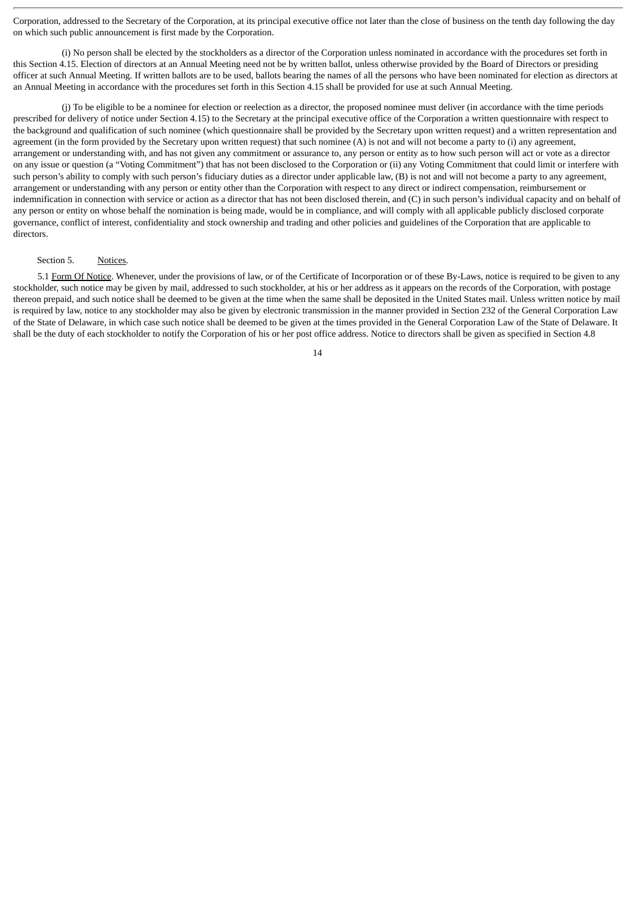Corporation, addressed to the Secretary of the Corporation, at its principal executive office not later than the close of business on the tenth day following the day on which such public announcement is first made by the Corporation.

(i) No person shall be elected by the stockholders as a director of the Corporation unless nominated in accordance with the procedures set forth in this Section 4.15. Election of directors at an Annual Meeting need not be by written ballot, unless otherwise provided by the Board of Directors or presiding officer at such Annual Meeting. If written ballots are to be used, ballots bearing the names of all the persons who have been nominated for election as directors at an Annual Meeting in accordance with the procedures set forth in this Section 4.15 shall be provided for use at such Annual Meeting.

(j) To be eligible to be a nominee for election or reelection as a director, the proposed nominee must deliver (in accordance with the time periods prescribed for delivery of notice under Section 4.15) to the Secretary at the principal executive office of the Corporation a written questionnaire with respect to the background and qualification of such nominee (which questionnaire shall be provided by the Secretary upon written request) and a written representation and agreement (in the form provided by the Secretary upon written request) that such nominee (A) is not and will not become a party to (i) any agreement, arrangement or understanding with, and has not given any commitment or assurance to, any person or entity as to how such person will act or vote as a director on any issue or question (a "Voting Commitment") that has not been disclosed to the Corporation or (ii) any Voting Commitment that could limit or interfere with such person's ability to comply with such person's fiduciary duties as a director under applicable law, (B) is not and will not become a party to any agreement, arrangement or understanding with any person or entity other than the Corporation with respect to any direct or indirect compensation, reimbursement or indemnification in connection with service or action as a director that has not been disclosed therein, and (C) in such person's individual capacity and on behalf of any person or entity on whose behalf the nomination is being made, would be in compliance, and will comply with all applicable publicly disclosed corporate governance, conflict of interest, confidentiality and stock ownership and trading and other policies and guidelines of the Corporation that are applicable to directors.

Section 5. Notices.

5.1 Form Of Notice. Whenever, under the provisions of law, or of the Certificate of Incorporation or of these By-Laws, notice is required to be given to any stockholder, such notice may be given by mail, addressed to such stockholder, at his or her address as it appears on the records of the Corporation, with postage thereon prepaid, and such notice shall be deemed to be given at the time when the same shall be deposited in the United States mail. Unless written notice by mail is required by law, notice to any stockholder may also be given by electronic transmission in the manner provided in Section 232 of the General Corporation Law of the State of Delaware, in which case such notice shall be deemed to be given at the times provided in the General Corporation Law of the State of Delaware. It shall be the duty of each stockholder to notify the Corporation of his or her post office address. Notice to directors shall be given as specified in Section 4.8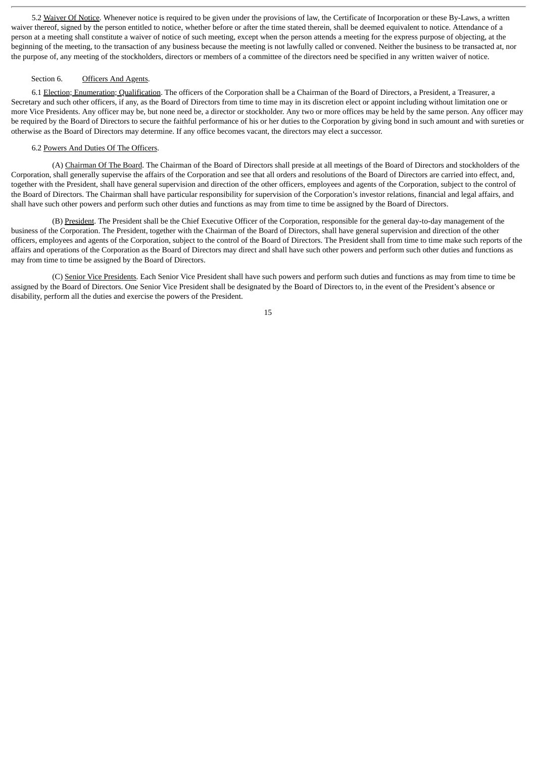5.2 Waiver Of Notice. Whenever notice is required to be given under the provisions of law, the Certificate of Incorporation or these By-Laws, a written waiver thereof, signed by the person entitled to notice, whether before or after the time stated therein, shall be deemed equivalent to notice. Attendance of a person at a meeting shall constitute a waiver of notice of such meeting, except when the person attends a meeting for the express purpose of objecting, at the beginning of the meeting, to the transaction of any business because the meeting is not lawfully called or convened. Neither the business to be transacted at, nor the purpose of, any meeting of the stockholders, directors or members of a committee of the directors need be specified in any written waiver of notice.

Section 6. Officers And Agents.

6.1 Election; Enumeration; Qualification. The officers of the Corporation shall be a Chairman of the Board of Directors, a President, a Treasurer, a Secretary and such other officers, if any, as the Board of Directors from time to time may in its discretion elect or appoint including without limitation one or more Vice Presidents. Any officer may be, but none need be, a director or stockholder. Any two or more offices may be held by the same person. Any officer may be required by the Board of Directors to secure the faithful performance of his or her duties to the Corporation by giving bond in such amount and with sureties or otherwise as the Board of Directors may determine. If any office becomes vacant, the directors may elect a successor.

6.2 Powers And Duties Of The Officers.

(A) Chairman Of The Board. The Chairman of the Board of Directors shall preside at all meetings of the Board of Directors and stockholders of the Corporation, shall generally supervise the affairs of the Corporation and see that all orders and resolutions of the Board of Directors are carried into effect, and, together with the President, shall have general supervision and direction of the other officers, employees and agents of the Corporation, subject to the control of the Board of Directors. The Chairman shall have particular responsibility for supervision of the Corporation's investor relations, financial and legal affairs, and shall have such other powers and perform such other duties and functions as may from time to time be assigned by the Board of Directors.

(B) President. The President shall be the Chief Executive Officer of the Corporation, responsible for the general day-to-day management of the business of the Corporation. The President, together with the Chairman of the Board of Directors, shall have general supervision and direction of the other officers, employees and agents of the Corporation, subject to the control of the Board of Directors. The President shall from time to time make such reports of the affairs and operations of the Corporation as the Board of Directors may direct and shall have such other powers and perform such other duties and functions as may from time to time be assigned by the Board of Directors.

(C) Senior Vice Presidents. Each Senior Vice President shall have such powers and perform such duties and functions as may from time to time be assigned by the Board of Directors. One Senior Vice President shall be designated by the Board of Directors to, in the event of the President's absence or disability, perform all the duties and exercise the powers of the President.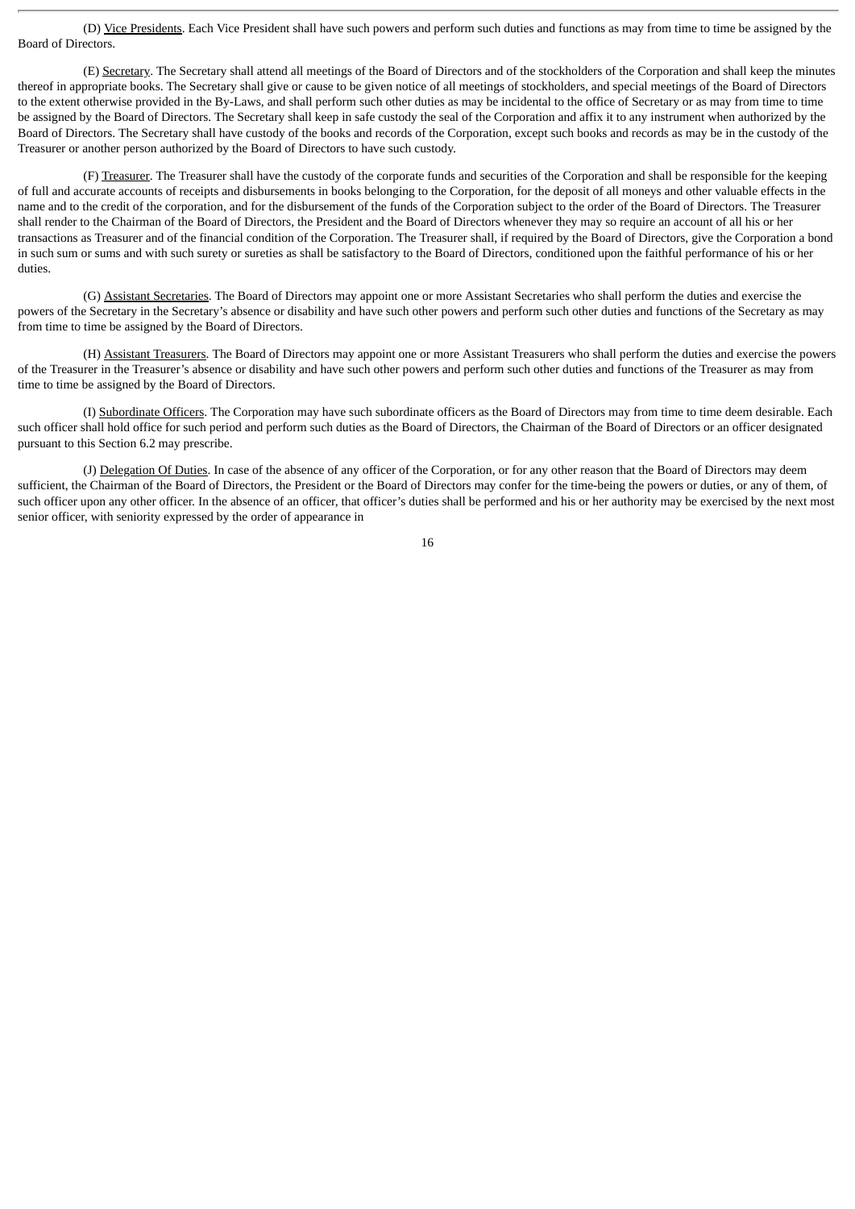(D) Vice Presidents. Each Vice President shall have such powers and perform such duties and functions as may from time to time be assigned by the Board of Directors.

(E) Secretary. The Secretary shall attend all meetings of the Board of Directors and of the stockholders of the Corporation and shall keep the minutes thereof in appropriate books. The Secretary shall give or cause to be given notice of all meetings of stockholders, and special meetings of the Board of Directors to the extent otherwise provided in the By-Laws, and shall perform such other duties as may be incidental to the office of Secretary or as may from time to time be assigned by the Board of Directors. The Secretary shall keep in safe custody the seal of the Corporation and affix it to any instrument when authorized by the Board of Directors. The Secretary shall have custody of the books and records of the Corporation, except such books and records as may be in the custody of the Treasurer or another person authorized by the Board of Directors to have such custody.

(F) Treasurer. The Treasurer shall have the custody of the corporate funds and securities of the Corporation and shall be responsible for the keeping of full and accurate accounts of receipts and disbursements in books belonging to the Corporation, for the deposit of all moneys and other valuable effects in the name and to the credit of the corporation, and for the disbursement of the funds of the Corporation subject to the order of the Board of Directors. The Treasurer shall render to the Chairman of the Board of Directors, the President and the Board of Directors whenever they may so require an account of all his or her transactions as Treasurer and of the financial condition of the Corporation. The Treasurer shall, if required by the Board of Directors, give the Corporation a bond in such sum or sums and with such surety or sureties as shall be satisfactory to the Board of Directors, conditioned upon the faithful performance of his or her duties.

(G) Assistant Secretaries. The Board of Directors may appoint one or more Assistant Secretaries who shall perform the duties and exercise the powers of the Secretary in the Secretary's absence or disability and have such other powers and perform such other duties and functions of the Secretary as may from time to time be assigned by the Board of Directors.

(H) Assistant Treasurers. The Board of Directors may appoint one or more Assistant Treasurers who shall perform the duties and exercise the powers of the Treasurer in the Treasurer's absence or disability and have such other powers and perform such other duties and functions of the Treasurer as may from time to time be assigned by the Board of Directors.

(I) Subordinate Officers. The Corporation may have such subordinate officers as the Board of Directors may from time to time deem desirable. Each such officer shall hold office for such period and perform such duties as the Board of Directors, the Chairman of the Board of Directors or an officer designated pursuant to this Section 6.2 may prescribe.

(J) Delegation Of Duties. In case of the absence of any officer of the Corporation, or for any other reason that the Board of Directors may deem sufficient, the Chairman of the Board of Directors, the President or the Board of Directors may confer for the time-being the powers or duties, or any of them, of such officer upon any other officer. In the absence of an officer, that officer's duties shall be performed and his or her authority may be exercised by the next most senior officer, with seniority expressed by the order of appearance in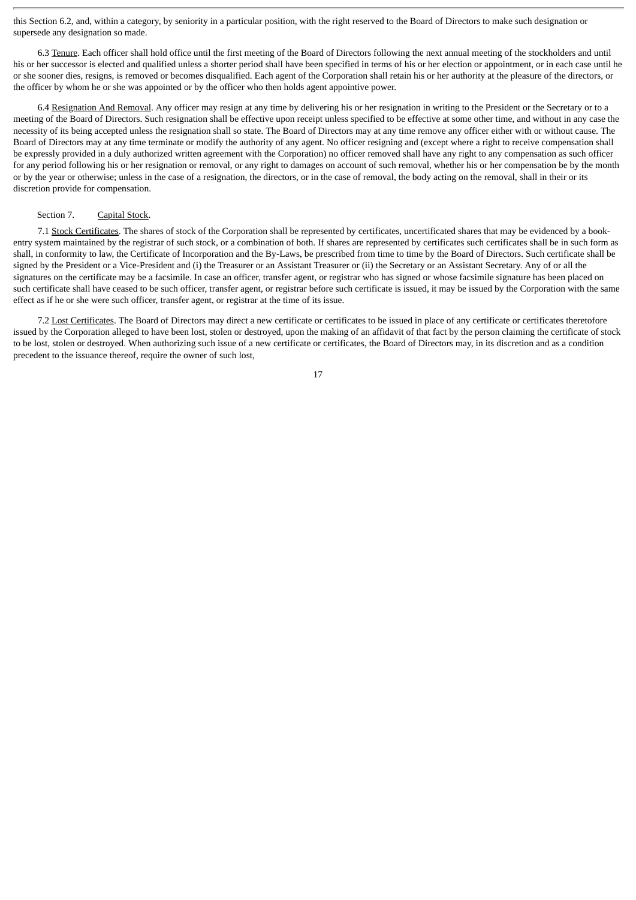this Section 6.2, and, within a category, by seniority in a particular position, with the right reserved to the Board of Directors to make such designation or supersede any designation so made.

6.3 Tenure. Each officer shall hold office until the first meeting of the Board of Directors following the next annual meeting of the stockholders and until his or her successor is elected and qualified unless a shorter period shall have been specified in terms of his or her election or appointment, or in each case until he or she sooner dies, resigns, is removed or becomes disqualified. Each agent of the Corporation shall retain his or her authority at the pleasure of the directors, or the officer by whom he or she was appointed or by the officer who then holds agent appointive power.

6.4 Resignation And Removal. Any officer may resign at any time by delivering his or her resignation in writing to the President or the Secretary or to a meeting of the Board of Directors. Such resignation shall be effective upon receipt unless specified to be effective at some other time, and without in any case the necessity of its being accepted unless the resignation shall so state. The Board of Directors may at any time remove any officer either with or without cause. The Board of Directors may at any time terminate or modify the authority of any agent. No officer resigning and (except where a right to receive compensation shall be expressly provided in a duly authorized written agreement with the Corporation) no officer removed shall have any right to any compensation as such officer for any period following his or her resignation or removal, or any right to damages on account of such removal, whether his or her compensation be by the month or by the year or otherwise; unless in the case of a resignation, the directors, or in the case of removal, the body acting on the removal, shall in their or its discretion provide for compensation.

Section 7. Capital Stock.

7.1 Stock Certificates. The shares of stock of the Corporation shall be represented by certificates, uncertificated shares that may be evidenced by a book-entry system maintained by the registrar of such stock, or a combination of both. If shares are represented by certificates such certificates shall be in such form as shall, in conformity to law, the Certificate of Incorporation and the By-Laws, be prescribed from time to time by the Board of Directors. Such certificate shall be signed by the President or a Vice-President and (i) the Treasurer or an Assistant Treasurer or (ii) the Secretary or an Assistant Secretary. Any of or all the signatures on the certificate may be a facsimile. In case an officer, transfer agent, or registrar who has signed or whose facsimile signature has been placed on such certificate shall have ceased to be such officer, transfer agent, or registrar before such certificate is issued, it may be issued by the Corporation with the same effect as if he or she were such officer, transfer agent, or registrar at the time of its issue.

7.2 Lost Certificates. The Board of Directors may direct a new certificate or certificates to be issued in place of any certificate or certificates theretofore issued by the Corporation alleged to have been lost, stolen or destroyed, upon the making of an affidavit of that fact by the person claiming the certificate of stock to be lost, stolen or destroyed. When authorizing such issue of a new certificate or certificates, the Board of Directors may, in its discretion and as a condition precedent to the issuance thereof, require the owner of such lost,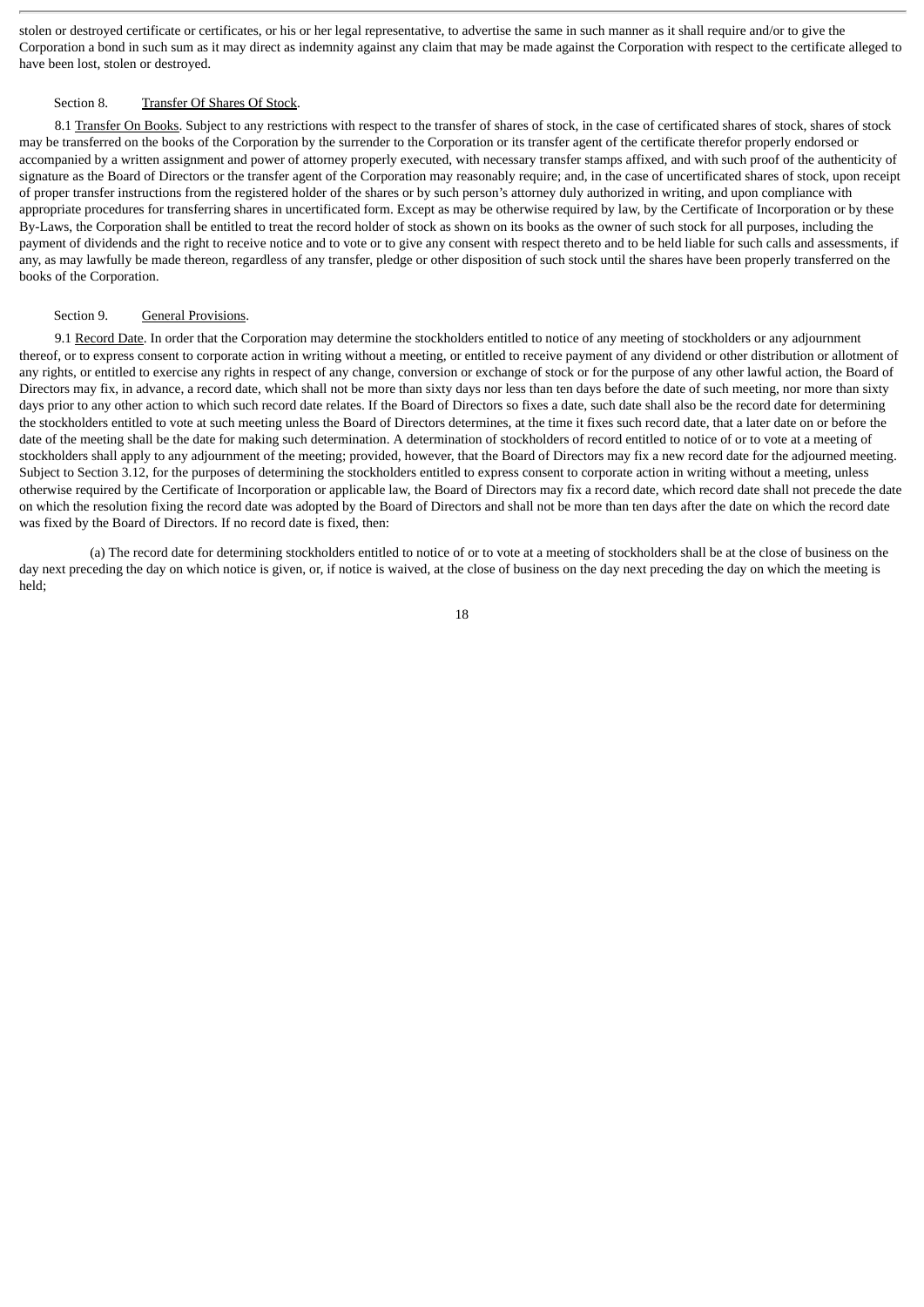stolen or destroyed certificate or certificates, or his or her legal representative, to advertise the same in such manner as it shall require and/or to give the Corporation a bond in such sum as it may direct as indemnity against any claim that may be made against the Corporation with respect to the certificate alleged to have been lost, stolen or destroyed.

Section 8. Transfer Of Shares Of Stock.

8.1 Transfer On Books. Subject to any restrictions with respect to the transfer of shares of stock, in the case of certificated shares of stock, shares of stock may be transferred on the books of the Corporation by the surrender to the Corporation or its transfer agent of the certificate therefor properly endorsed or accompanied by a written assignment and power of attorney properly executed, with necessary transfer stamps affixed, and with such proof of the authenticity of signature as the Board of Directors or the transfer agent of the Corporation may reasonably require; and, in the case of uncertificated shares of stock, upon receipt of proper transfer instructions from the registered holder of the shares or by such person's attorney duly authorized in writing, and upon compliance with appropriate procedures for transferring shares in uncertificated form. Except as may be otherwise required by law, by the Certificate of Incorporation or by these By-Laws, the Corporation shall be entitled to treat the record holder of stock as shown on its books as the owner of such stock for all purposes, including the payment of dividends and the right to receive notice and to vote or to give any consent with respect thereto and to be held liable for such calls and assessments, if any, as may lawfully be made thereon, regardless of any transfer, pledge or other disposition of such stock until the shares have been properly transferred on the books of the Corporation.

Section 9. General Provisions.

9.1 Record Date. In order that the Corporation may determine the stockholders entitled to notice of any meeting of stockholders or any adjournment thereof, or to express consent to corporate action in writing without a meeting, or entitled to receive payment of any dividend or other distribution or allotment of any rights, or entitled to exercise any rights in respect of any change, conversion or exchange of stock or for the purpose of any other lawful action, the Board of Directors may fix, in advance, a record date, which shall not be more than sixty days nor less than ten days before the date of such meeting, nor more than sixty days prior to any other action to which such record date relates. If the Board of Directors so fixes a date, such date shall also be the record date for determining the stockholders entitled to vote at such meeting unless the Board of Directors determines, at the time it fixes such record date, that a later date on or before the date of the meeting shall be the date for making such determination. A determination of stockholders of record entitled to notice of or to vote at a meeting of stockholders shall apply to any adjournment of the meeting; provided, however, that the Board of Directors may fix a new record date for the adjourned meeting. Subject to Section 3.12, for the purposes of determining the stockholders entitled to express consent to corporate action in writing without a meeting, unless otherwise required by the Certificate of Incorporation or applicable law, the Board of Directors may fix a record date, which record date shall not precede the date on which the resolution fixing the record date was adopted by the Board of Directors and shall not be more than ten days after the date on which the record date was fixed by the Board of Directors. If no record date is fixed, then:

(a) The record date for determining stockholders entitled to notice of or to vote at a meeting of stockholders shall be at the close of business on the day next preceding the day on which notice is given, or, if notice is waived, at the close of business on the day next preceding the day on which the meeting is held;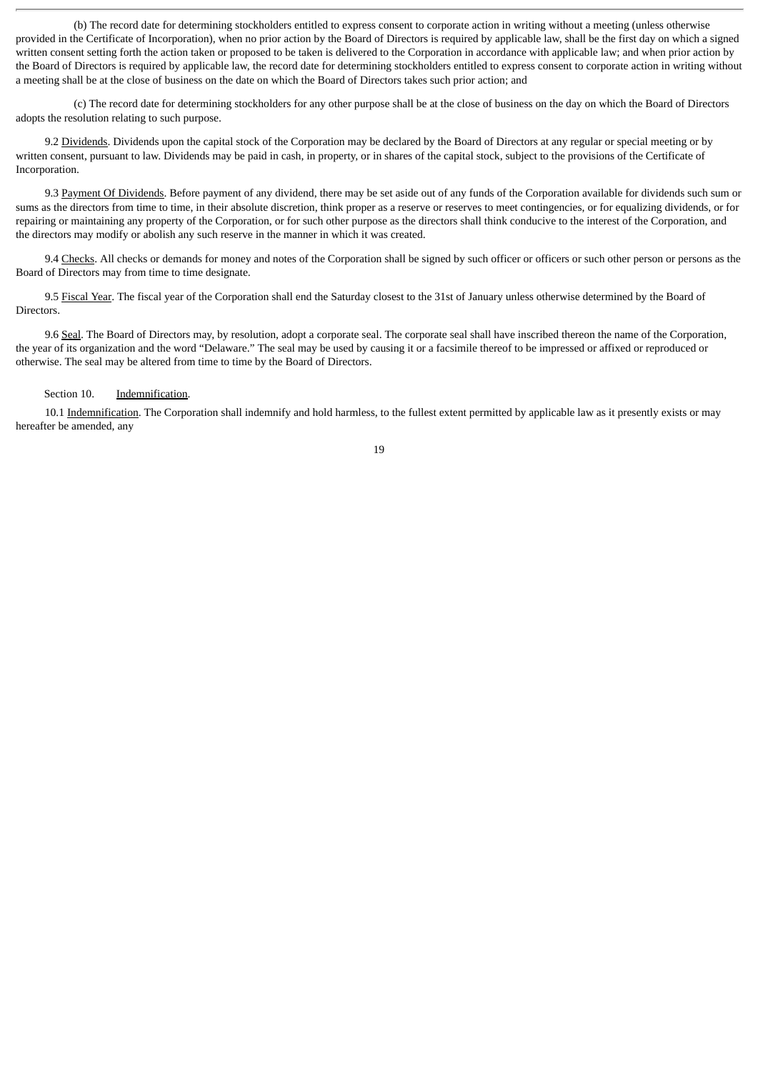(b) The record date for determining stockholders entitled to express consent to corporate action in writing without a meeting (unless otherwise provided in the Certificate of Incorporation), when no prior action by the Board of Directors is required by applicable law, shall be the first day on which a signed written consent setting forth the action taken or proposed to be taken is delivered to the Corporation in accordance with applicable law; and when prior action by the Board of Directors is required by applicable law, the record date for determining stockholders entitled to express consent to corporate action in writing without a meeting shall be at the close of business on the date on which the Board of Directors takes such prior action; and

(c) The record date for determining stockholders for any other purpose shall be at the close of business on the day on which the Board of Directors adopts the resolution relating to such purpose.

9.2 Dividends. Dividends upon the capital stock of the Corporation may be declared by the Board of Directors at any regular or special meeting or by written consent, pursuant to law. Dividends may be paid in cash, in property, or in shares of the capital stock, subject to the provisions of the Certificate of Incorporation.

9.3 Payment Of Dividends. Before payment of any dividend, there may be set aside out of any funds of the Corporation available for dividends such sum or sums as the directors from time to time, in their absolute discretion, think proper as a reserve or reserves to meet contingencies, or for equalizing dividends, or for repairing or maintaining any property of the Corporation, or for such other purpose as the directors shall think conducive to the interest of the Corporation, and the directors may modify or abolish any such reserve in the manner in which it was created.

9.4 Checks. All checks or demands for money and notes of the Corporation shall be signed by such officer or officers or such other person or persons as the Board of Directors may from time to time designate.

9.5 Fiscal Year. The fiscal year of the Corporation shall end the Saturday closest to the 31st of January unless otherwise determined by the Board of Directors.

9.6 Seal. The Board of Directors may, by resolution, adopt a corporate seal. The corporate seal shall have inscribed thereon the name of the Corporation, the year of its organization and the word "Delaware." The seal may be used by causing it or a facsimile thereof to be impressed or affixed or reproduced or otherwise. The seal may be altered from time to time by the Board of Directors.

Section 10. Indemnification.

10.1 Indemnification. The Corporation shall indemnify and hold harmless, to the fullest extent permitted by applicable law as it presently exists or may hereafter be amended, any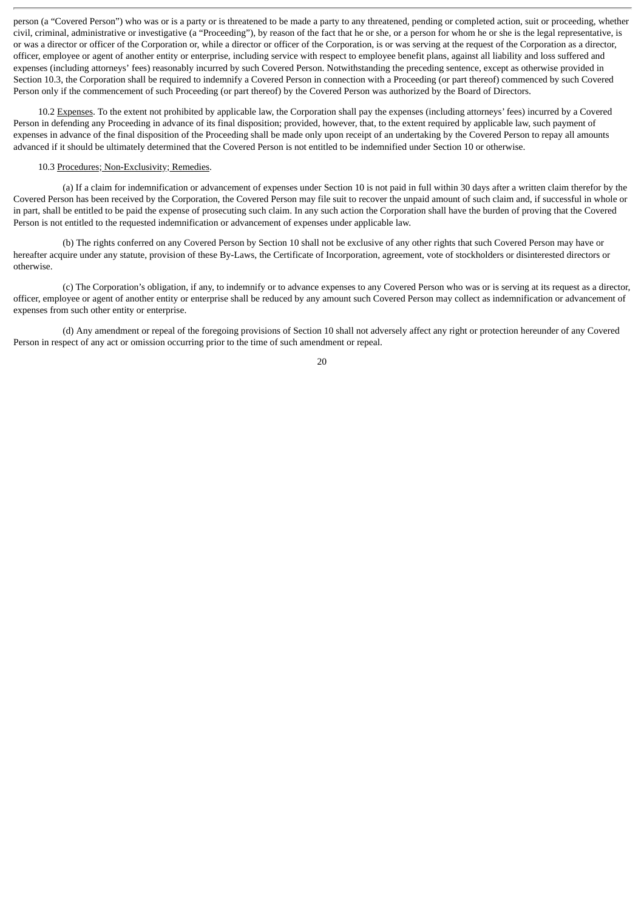person (a "Covered Person") who was or is a party or is threatened to be made a party to any threatened, pending or completed action, suit or proceeding, whether civil, criminal, administrative or investigative (a "Proceeding"), by reason of the fact that he or she, or a person for whom he or she is the legal representative, is or was a director or officer of the Corporation or, while a director or officer of the Corporation, is or was serving at the request of the Corporation as a director, officer, employee or agent of another entity or enterprise, including service with respect to employee benefit plans, against all liability and loss suffered and expenses (including attorneys' fees) reasonably incurred by such Covered Person. Notwithstanding the preceding sentence, except as otherwise provided in Section 10.3, the Corporation shall be required to indemnify a Covered Person in connection with a Proceeding (or part thereof) commenced by such Covered Person only if the commencement of such Proceeding (or part thereof) by the Covered Person was authorized by the Board of Directors.

10.2 Expenses. To the extent not prohibited by applicable law, the Corporation shall pay the expenses (including attorneys' fees) incurred by a Covered Person in defending any Proceeding in advance of its final disposition; provided, however, that, to the extent required by applicable law, such payment of expenses in advance of the final disposition of the Proceeding shall be made only upon receipt of an undertaking by the Covered Person to repay all amounts advanced if it should be ultimately determined that the Covered Person is not entitled to be indemnified under Section 10 or otherwise.

10.3 Procedures; Non-Exclusivity; Remedies.

(a) If a claim for indemnification or advancement of expenses under Section 10 is not paid in full within 30 days after a written claim therefor by the Covered Person has been received by the Corporation, the Covered Person may file suit to recover the unpaid amount of such claim and, if successful in whole or in part, shall be entitled to be paid the expense of prosecuting such claim. In any such action the Corporation shall have the burden of proving that the Covered Person is not entitled to the requested indemnification or advancement of expenses under applicable law.

(b) The rights conferred on any Covered Person by Section 10 shall not be exclusive of any other rights that such Covered Person may have or hereafter acquire under any statute, provision of these By-Laws, the Certificate of Incorporation, agreement, vote of stockholders or disinterested directors or otherwise.

(c) The Corporation's obligation, if any, to indemnify or to advance expenses to any Covered Person who was or is serving at its request as a director, officer, employee or agent of another entity or enterprise shall be reduced by any amount such Covered Person may collect as indemnification or advancement of expenses from such other entity or enterprise.

(d) Any amendment or repeal of the foregoing provisions of Section 10 shall not adversely affect any right or protection hereunder of any Covered Person in respect of any act or omission occurring prior to the time of such amendment or repeal.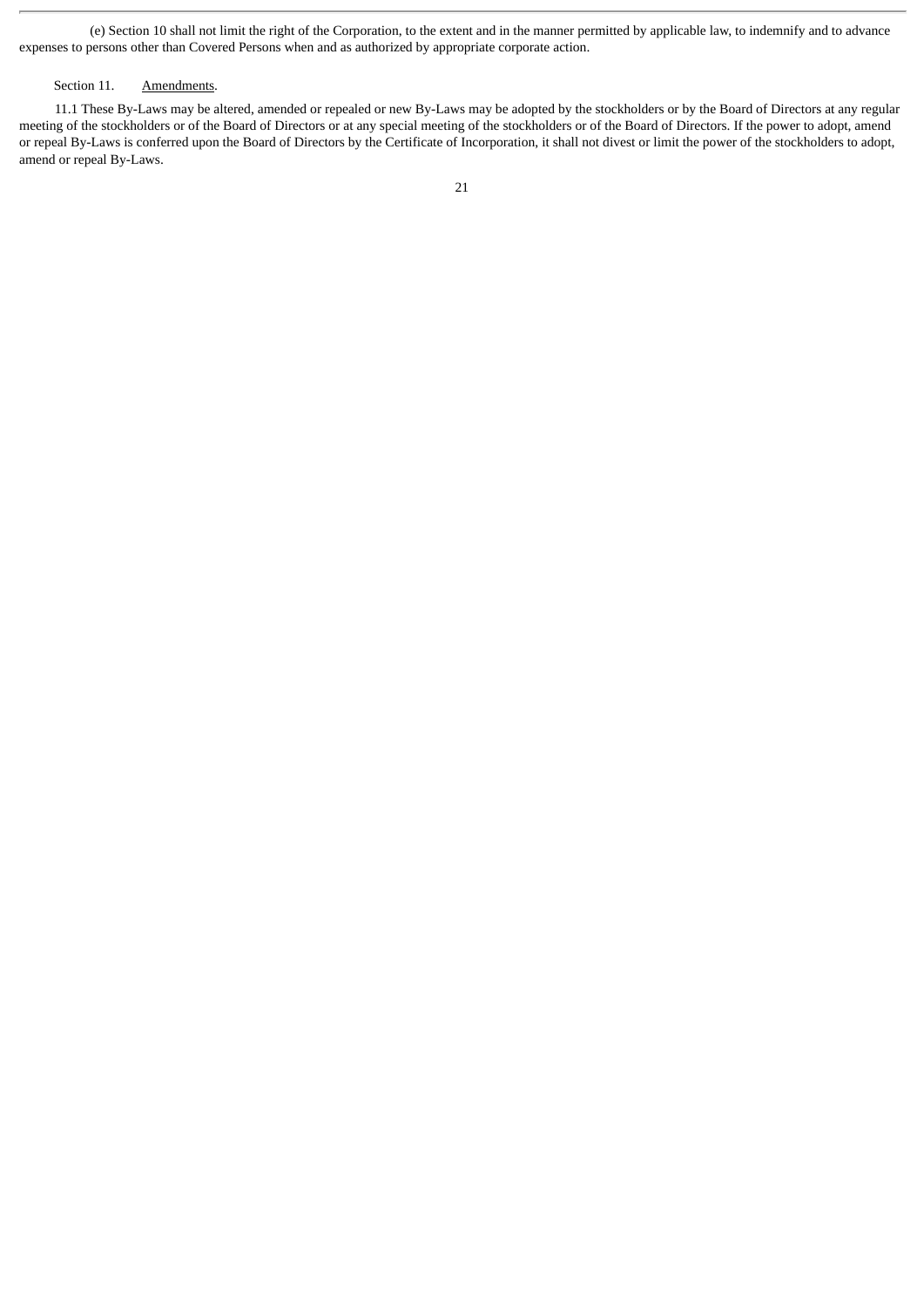(e) Section 10 shall not limit the right of the Corporation, to the extent and in the manner permitted by applicable law, to indemnify and to advance expenses to persons other than Covered Persons when and as authorized by appropriate corporate action.

Section 11. Amendments.

11.1 These By-Laws may be altered, amended or repealed or new By-Laws may be adopted by the stockholders or by the Board of Directors at any regular meeting of the stockholders or of the Board of Directors or at any special meeting of the stockholders or of the Board of Directors. If the power to adopt, amend or repeal By-Laws is conferred upon the Board of Directors by the Certificate of Incorporation, it shall not divest or limit the power of the stockholders to adopt, amend or repeal By-Laws.